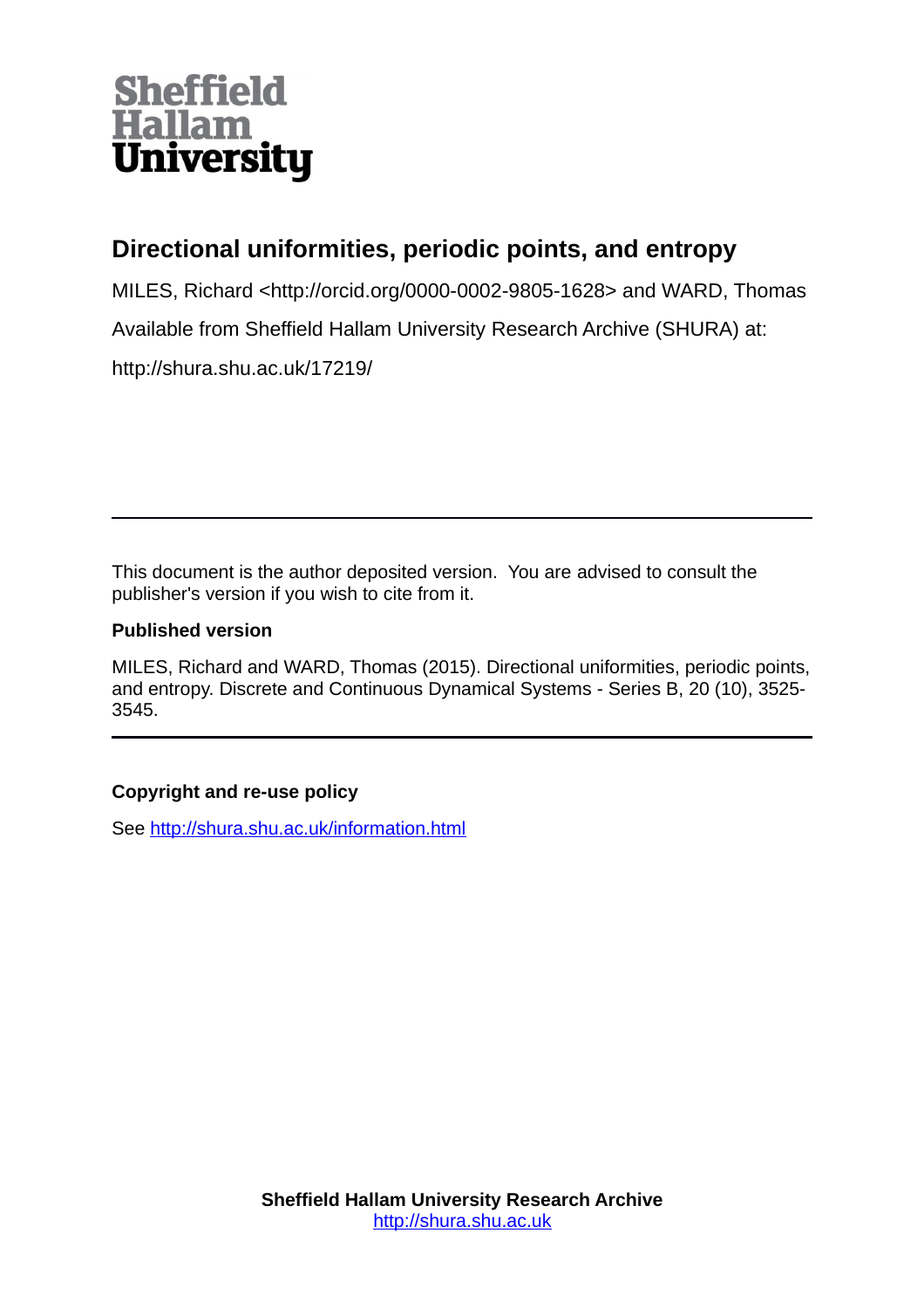Sheffield Hallam University

# Directional uniformities, periodic points, and entropy

MILES, Richard <http://orcid.org/0000-0002-9805-1628> and WARD, Thomas

Available from Sheffield Hallam University Research Archive (SHURA) at:

http://shura.shu.ac.uk/17219/

---

This document is the author deposited version. You are advised to consult the publisher's version if you wish to cite from it.

### Published version

MILES, Richard and WARD, Thomas (2015). Directional uniformities, periodic points, and entropy. Discrete and Continuous Dynamical Systems - Series B, 20 (10), 3525-3545.

---

### Copyright and re-use policy

See http://shura.shu.ac.uk/information.html

**Sheffield Hallam University Research Archive**
http://shura.shu.ac.uk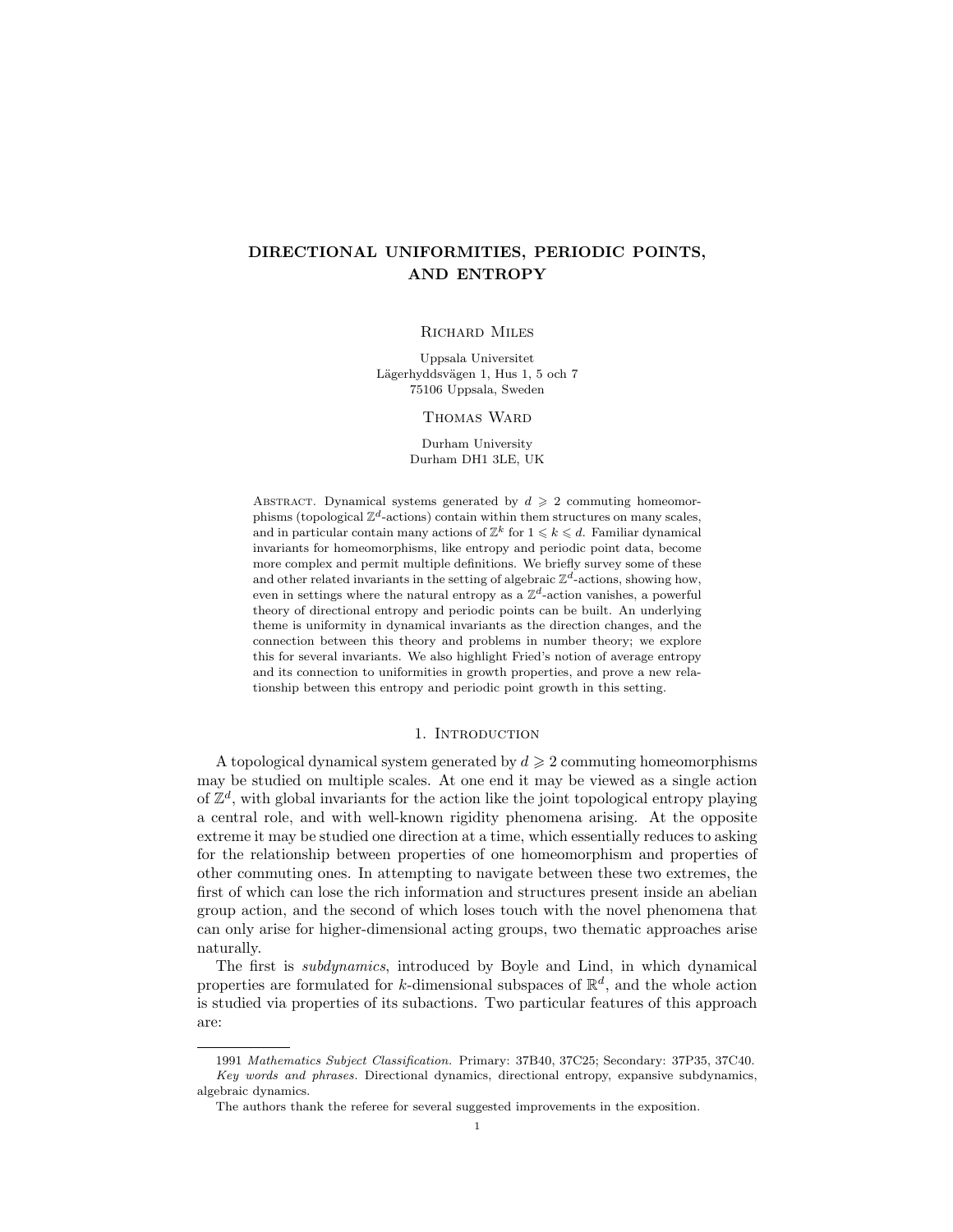# DIRECTIONAL UNIFORMITIES, PERIODIC POINTS, AND ENTROPY

Richard Miles

Uppsala Universitet  
Lägerhyddsvägen 1, Hus 1, 5 och 7  
75106 Uppsala, Sweden

Thomas Ward

Durham University  
Durham DH1 3LE, UK

Abstract. Dynamical systems generated by $d \geqslant 2$ commuting homeomorphisms (topological $\mathbb{Z}^d$-actions) contain within them structures on many scales, and in particular contain many actions of $\mathbb{Z}^k$ for $1 \leqslant k \leqslant d$. Familiar dynamical invariants for homeomorphisms, like entropy and periodic point data, become more complex and permit multiple definitions. We briefly survey some of these and other related invariants in the setting of algebraic $\mathbb{Z}^d$-actions, showing how, even in settings where the natural entropy as a $\mathbb{Z}^d$-action vanishes, a powerful theory of directional entropy and periodic points can be built. An underlying theme is uniformity in dynamical invariants as the direction changes, and the connection between this theory and problems in number theory; we explore this for several invariants. We also highlight Fried's notion of average entropy and its connection to uniformities in growth properties, and prove a new relationship between this entropy and periodic point growth in this setting.

## 1. Introduction

A topological dynamical system generated by $d \geqslant 2$ commuting homeomorphisms may be studied on multiple scales. At one end it may be viewed as a single action of $\mathbb{Z}^d$, with global invariants for the action like the joint topological entropy playing a central role, and with well-known rigidity phenomena arising. At the opposite extreme it may be studied one direction at a time, which essentially reduces to asking for the relationship between properties of one homeomorphism and properties of other commuting ones. In attempting to navigate between these two extremes, the first of which can lose the rich information and structures present inside an abelian group action, and the second of which loses touch with the novel phenomena that can only arise for higher-dimensional acting groups, two thematic approaches arise naturally.

The first is *subdynamics*, introduced by Boyle and Lind, in which dynamical properties are formulated for $k$-dimensional subspaces of $\mathbb{R}^d$, and the whole action is studied via properties of its subactions. Two particular features of this approach are:

---

1991 *Mathematics Subject Classification.* Primary: 37B40, 37C25; Secondary: 37P35, 37C40.

*Key words and phrases.* Directional dynamics, directional entropy, expansive subdynamics, algebraic dynamics.

The authors thank the referee for several suggested improvements in the exposition.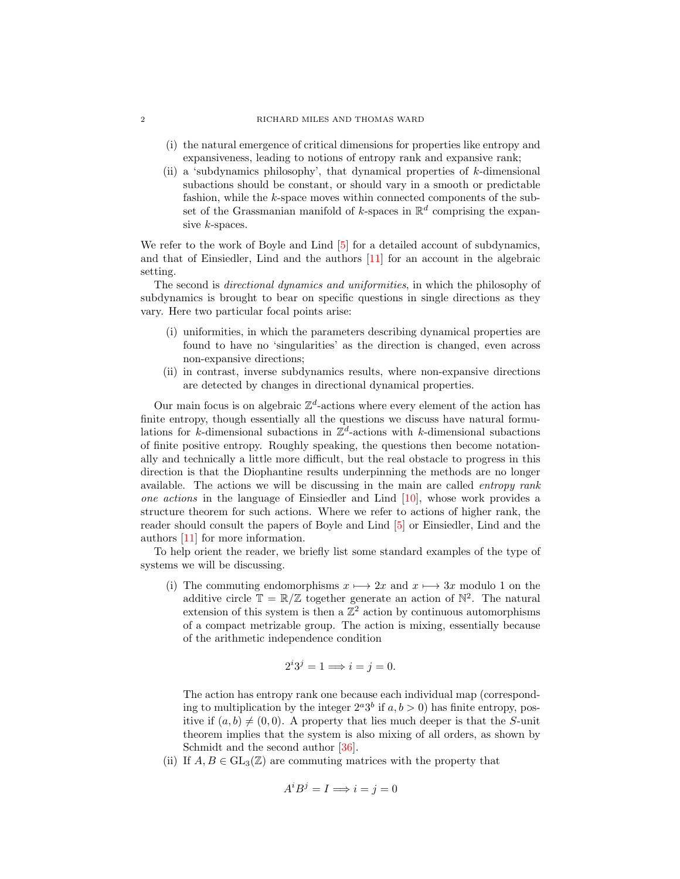(i) the natural emergence of critical dimensions for properties like entropy and expansiveness, leading to notions of entropy rank and expansive rank;

(ii) a 'subdynamics philosophy', that dynamical properties of $k$-dimensional subactions should be constant, or should vary in a smooth or predictable fashion, while the $k$-space moves within connected components of the subset of the Grassmanian manifold of $k$-spaces in $\mathbb{R}^d$ comprising the expansive $k$-spaces.

We refer to the work of Boyle and Lind [5] for a detailed account of subdynamics, and that of Einsiedler, Lind and the authors [11] for an account in the algebraic setting.

The second is *directional dynamics and uniformities*, in which the philosophy of subdynamics is brought to bear on specific questions in single directions as they vary. Here two particular focal points arise:

(i) uniformities, in which the parameters describing dynamical properties are found to have no 'singularities' as the direction is changed, even across non-expansive directions;

(ii) in contrast, inverse subdynamics results, where non-expansive directions are detected by changes in directional dynamical properties.

Our main focus is on algebraic $\mathbb{Z}^d$-actions where every element of the action has finite entropy, though essentially all the questions we discuss have natural formulations for $k$-dimensional subactions in $\mathbb{Z}^d$-actions with $k$-dimensional subactions of finite positive entropy. Roughly speaking, the questions then become notationally and technically a little more difficult, but the real obstacle to progress in this direction is that the Diophantine results underpinning the methods are no longer available. The actions we will be discussing in the main are called *entropy rank one actions* in the language of Einsiedler and Lind [10], whose work provides a structure theorem for such actions. Where we refer to actions of higher rank, the reader should consult the papers of Boyle and Lind [5] or Einsiedler, Lind and the authors [11] for more information.

To help orient the reader, we briefly list some standard examples of the type of systems we will be discussing.

(i) The commuting endomorphisms $x \longmapsto 2x$ and $x \longmapsto 3x$ modulo 1 on the additive circle $\mathbb{T} = \mathbb{R}/\mathbb{Z}$ together generate an action of $\mathbb{N}^2$. The natural extension of this system is then a $\mathbb{Z}^2$ action by continuous automorphisms of a compact metrizable group. The action is mixing, essentially because of the arithmetic independence condition

$$2^i 3^j = 1 \Longrightarrow i = j = 0.$$

The action has entropy rank one because each individual map (corresponding to multiplication by the integer $2^a 3^b$ if $a, b > 0$) has finite entropy, positive if $(a, b) \neq (0, 0)$. A property that lies much deeper is that the $S$-unit theorem implies that the system is also mixing of all orders, as shown by Schmidt and the second author [36].

(ii) If $A, B \in \mathrm{GL}_3(\mathbb{Z})$ are commuting matrices with the property that

$$A^i B^j = I \Longrightarrow i = j = 0$$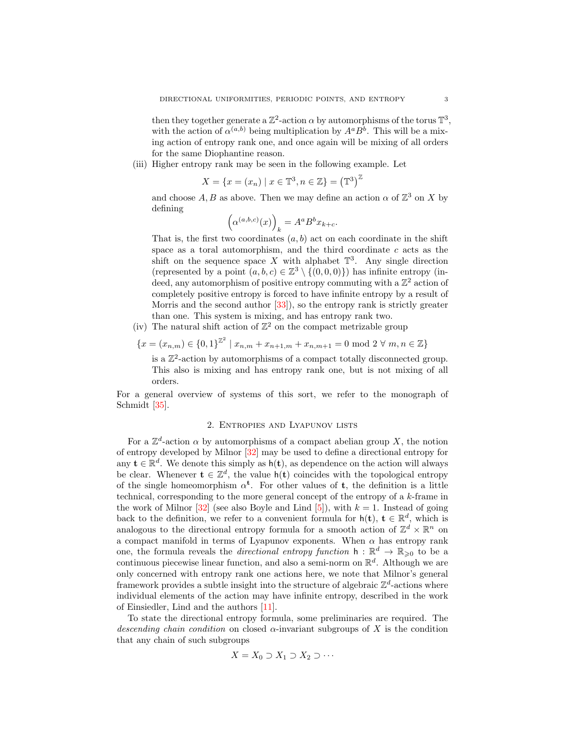then they together generate a $\mathbb{Z}^2$-action $\alpha$ by automorphisms of the torus $\mathbb{T}^3$, with the action of $\alpha^{(a,b)}$ being multiplication by $A^aB^b$. This will be a mixing action of entropy rank one, and once again will be mixing of all orders for the same Diophantine reason.

(iii) Higher entropy rank may be seen in the following example. Let

$$X = \{x = (x_n) \mid x \in \mathbb{T}^3, n \in \mathbb{Z}\} = \left(\mathbb{T}^3\right)^{\mathbb{Z}}$$

and choose $A, B$ as above. Then we may define an action $\alpha$ of $\mathbb{Z}^3$ on $X$ by defining

$$\left(\alpha^{(a,b,c)}(x)\right)_k = A^aB^bx_{k+c}.$$

That is, the first two coordinates $(a, b)$ act on each coordinate in the shift space as a toral automorphism, and the third coordinate $c$ acts as the shift on the sequence space $X$ with alphabet $\mathbb{T}^3$. Any single direction (represented by a point $(a, b, c) \in \mathbb{Z}^3 \setminus \{(0, 0, 0)\}$) has infinite entropy (indeed, any automorphism of positive entropy commuting with a $\mathbb{Z}^2$ action of completely positive entropy is forced to have infinite entropy by a result of Morris and the second author [33]), so the entropy rank is strictly greater than one. This system is mixing, and has entropy rank two.

(iv) The natural shift action of $\mathbb{Z}^2$ on the compact metrizable group

$$\{x = (x_{n,m}) \in \{0, 1\}^{\mathbb{Z}^2} \mid x_{n,m} + x_{n+1,m} + x_{n,m+1} = 0 \bmod 2 \ \forall\ m, n \in \mathbb{Z}\}$$

is a $\mathbb{Z}^2$-action by automorphisms of a compact totally disconnected group. This also is mixing and has entropy rank one, but is not mixing of all orders.

For a general overview of systems of this sort, we refer to the monograph of Schmidt [35].

## 2. Entropies and Lyapunov lists

For a $\mathbb{Z}^d$-action $\alpha$ by automorphisms of a compact abelian group $X$, the notion of entropy developed by Milnor [32] may be used to define a directional entropy for any $\mathbf{t} \in \mathbb{R}^d$. We denote this simply as $\mathsf{h}(\mathbf{t})$, as dependence on the action will always be clear. Whenever $\mathbf{t} \in \mathbb{Z}^d$, the value $\mathsf{h}(\mathbf{t})$ coincides with the topological entropy of the single homeomorphism $\alpha^{\mathbf{t}}$. For other values of $\mathbf{t}$, the definition is a little technical, corresponding to the more general concept of the entropy of a $k$-frame in the work of Milnor [32] (see also Boyle and Lind [5]), with $k = 1$. Instead of going back to the definition, we refer to a convenient formula for $\mathsf{h}(\mathbf{t})$, $\mathbf{t} \in \mathbb{R}^d$, which is analogous to the directional entropy formula for a smooth action of $\mathbb{Z}^d \times \mathbb{R}^n$ on a compact manifold in terms of Lyapunov exponents. When $\alpha$ has entropy rank one, the formula reveals the *directional entropy function* $\mathsf{h} : \mathbb{R}^d \to \mathbb{R}_{\geqslant 0}$ to be a continuous piecewise linear function, and also a semi-norm on $\mathbb{R}^d$. Although we are only concerned with entropy rank one actions here, we note that Milnor's general framework provides a subtle insight into the structure of algebraic $\mathbb{Z}^d$-actions where individual elements of the action may have infinite entropy, described in the work of Einsiedler, Lind and the authors [11].

To state the directional entropy formula, some preliminaries are required. The *descending chain condition* on closed $\alpha$-invariant subgroups of $X$ is the condition that any chain of such subgroups

$$X = X_0 \supset X_1 \supset X_2 \supset \cdots$$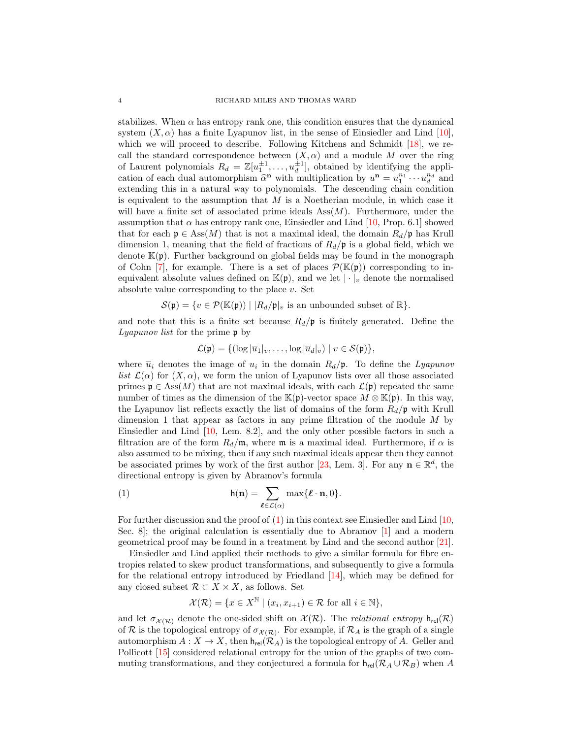stabilizes. When $\alpha$ has entropy rank one, this condition ensures that the dynamical system $(X,\alpha)$ has a finite Lyapunov list, in the sense of Einsiedler and Lind [10], which we will proceed to describe. Following Kitchens and Schmidt [18], we recall the standard correspondence between $(X,\alpha)$ and a module $M$ over the ring of Laurent polynomials $R_d = \mathbb{Z}[u_1^{\pm1},\dots,u_d^{\pm1}]$, obtained by identifying the application of each dual automorphism $\widehat{\alpha}^{\mathbf{n}}$ with multiplication by $u^{\mathbf{n}} = u_1^{n_1}\cdots u_d^{n_d}$ and extending this in a natural way to polynomials. The descending chain condition is equivalent to the assumption that $M$ is a Noetherian module, in which case it will have a finite set of associated prime ideals $\mathrm{Ass}(M)$. Furthermore, under the assumption that $\alpha$ has entropy rank one, Einsiedler and Lind [10, Prop. 6.1] showed that for each $\mathfrak{p}\in\mathrm{Ass}(M)$ that is not a maximal ideal, the domain $R_d/\mathfrak{p}$ has Krull dimension 1, meaning that the field of fractions of $R_d/\mathfrak{p}$ is a global field, which we denote $\mathbb{K}(\mathfrak{p})$. Further background on global fields may be found in the monograph of Cohn [7], for example. There is a set of places $\mathcal{P}(\mathbb{K}(\mathfrak{p}))$ corresponding to inequivalent absolute values defined on $\mathbb{K}(\mathfrak{p})$, and we let $|\cdot|_v$ denote the normalised absolute value corresponding to the place $v$. Set

$$\mathcal{S}(\mathfrak{p}) = \{v\in\mathcal{P}(\mathbb{K}(\mathfrak{p})) \mid |R_d/\mathfrak{p}|_v \text{ is an unbounded subset of } \mathbb{R}\}.$$

and note that this is a finite set because $R_d/\mathfrak{p}$ is finitely generated. Define the *Lyapunov list* for the prime $\mathfrak{p}$ by

$$\mathcal{L}(\mathfrak{p}) = \{(\log|\overline{u}_1|_v,\dots,\log|\overline{u}_d|_v) \mid v\in\mathcal{S}(\mathfrak{p})\},$$

where $\overline{u}_i$ denotes the image of $u_i$ in the domain $R_d/\mathfrak{p}$. To define the *Lyapunov list* $\mathcal{L}(\alpha)$ for $(X,\alpha)$, we form the union of Lyapunov lists over all those associated primes $\mathfrak{p}\in\mathrm{Ass}(M)$ that are not maximal ideals, with each $\mathcal{L}(\mathfrak{p})$ repeated the same number of times as the dimension of the $\mathbb{K}(\mathfrak{p})$-vector space $M\otimes\mathbb{K}(\mathfrak{p})$. In this way, the Lyapunov list reflects exactly the list of domains of the form $R_d/\mathfrak{p}$ with Krull dimension 1 that appear as factors in any prime filtration of the module $M$ by Einsiedler and Lind [10, Lem. 8.2], and the only other possible factors in such a filtration are of the form $R_d/\mathfrak{m}$, where $\mathfrak{m}$ is a maximal ideal. Furthermore, if $\alpha$ is also assumed to be mixing, then if any such maximal ideals appear then they cannot be associated primes by work of the first author [23, Lem. 3]. For any $\mathbf{n}\in\mathbb{R}^d$, the directional entropy is given by Abramov's formula

$$\mathsf{h}(\mathbf{n}) = \sum_{\boldsymbol{\ell}\in\mathcal{L}(\alpha)} \max\{\boldsymbol{\ell}\cdot\mathbf{n},0\}. \tag{1}$$

For further discussion and the proof of (1) in this context see Einsiedler and Lind [10, Sec. 8]; the original calculation is essentially due to Abramov [1] and a modern geometrical proof may be found in a treatment by Lind and the second author [21].

Einsiedler and Lind applied their methods to give a similar formula for fibre entropies related to skew product transformations, and subsequently to give a formula for the relational entropy introduced by Friedland [14], which may be defined for any closed subset $\mathcal{R}\subset X\times X$, as follows. Set

$$\mathcal{X}(\mathcal{R}) = \{x\in X^{\mathbb{N}} \mid (x_i,x_{i+1})\in\mathcal{R} \text{ for all } i\in\mathbb{N}\},$$

and let $\sigma_{\mathcal{X}(\mathcal{R})}$ denote the one-sided shift on $\mathcal{X}(\mathcal{R})$. The *relational entropy* $\mathsf{h}_{\mathsf{rel}}(\mathcal{R})$ of $\mathcal{R}$ is the topological entropy of $\sigma_{\mathcal{X}(\mathcal{R})}$. For example, if $\mathcal{R}_A$ is the graph of a single automorphism $A: X\to X$, then $\mathsf{h}_{\mathsf{rel}}(\mathcal{R}_A)$ is the topological entropy of $A$. Geller and Pollicott [15] considered relational entropy for the union of the graphs of two commuting transformations, and they conjectured a formula for $\mathsf{h}_{\mathsf{rel}}(\mathcal{R}_A\cup\mathcal{R}_B)$ when $A$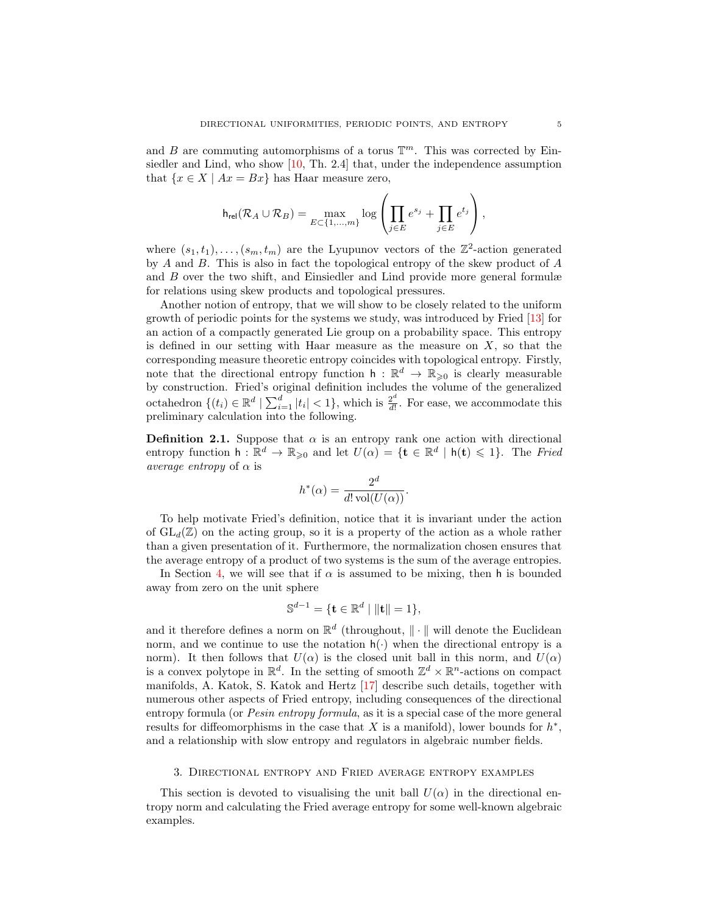and $B$ are commuting automorphisms of a torus $\mathbb{T}^m$. This was corrected by Einsiedler and Lind, who show [10, Th. 2.4] that, under the independence assumption that $\{x \in X \mid Ax = Bx\}$ has Haar measure zero,

$$\mathsf{h}_{\mathsf{rel}}(\mathcal{R}_A \cup \mathcal{R}_B) = \max_{E \subset \{1,\dots,m\}} \log \left( \prod_{j \in E} e^{s_j} + \prod_{j \in E} e^{t_j} \right),$$

where $(s_1, t_1), \dots, (s_m, t_m)$ are the Lyupunov vectors of the $\mathbb{Z}^2$-action generated by $A$ and $B$. This is also in fact the topological entropy of the skew product of $A$ and $B$ over the two shift, and Einsiedler and Lind provide more general formulæ for relations using skew products and topological pressures.

Another notion of entropy, that we will show to be closely related to the uniform growth of periodic points for the systems we study, was introduced by Fried [13] for an action of a compactly generated Lie group on a probability space. This entropy is defined in our setting with Haar measure as the measure on $X$, so that the corresponding measure theoretic entropy coincides with topological entropy. Firstly, note that the directional entropy function $\mathsf{h} : \mathbb{R}^d \to \mathbb{R}_{\geqslant 0}$ is clearly measurable by construction. Fried's original definition includes the volume of the generalized octahedron $\{(t_i) \in \mathbb{R}^d \mid \sum_{i=1}^d |t_i| < 1\}$, which is $\frac{2^d}{d!}$. For ease, we accommodate this preliminary calculation into the following.

**Definition 2.1.** Suppose that $\alpha$ is an entropy rank one action with directional entropy function $\mathsf{h} : \mathbb{R}^d \to \mathbb{R}_{\geqslant 0}$ and let $U(\alpha) = \{\mathbf{t} \in \mathbb{R}^d \mid \mathsf{h}(\mathbf{t}) \leqslant 1\}$. The *Fried average entropy* of $\alpha$ is

$$h^*(\alpha) = \frac{2^d}{d! \operatorname{vol}(U(\alpha))}.$$

To help motivate Fried's definition, notice that it is invariant under the action of $\mathrm{GL}_d(\mathbb{Z})$ on the acting group, so it is a property of the action as a whole rather than a given presentation of it. Furthermore, the normalization chosen ensures that the average entropy of a product of two systems is the sum of the average entropies.

In Section 4, we will see that if $\alpha$ is assumed to be mixing, then $\mathsf{h}$ is bounded away from zero on the unit sphere

$$\mathbb{S}^{d-1} = \{\mathbf{t} \in \mathbb{R}^d \mid \|\mathbf{t}\| = 1\},$$

and it therefore defines a norm on $\mathbb{R}^d$ (throughout, $\|\cdot\|$ will denote the Euclidean norm, and we continue to use the notation $\mathsf{h}(\cdot)$ when the directional entropy is a norm). It then follows that $U(\alpha)$ is the closed unit ball in this norm, and $U(\alpha)$ is a convex polytope in $\mathbb{R}^d$. In the setting of smooth $\mathbb{Z}^d \times \mathbb{R}^n$-actions on compact manifolds, A. Katok, S. Katok and Hertz [17] describe such details, together with numerous other aspects of Fried entropy, including consequences of the directional entropy formula (or *Pesin entropy formula*, as it is a special case of the more general results for diffeomorphisms in the case that $X$ is a manifold), lower bounds for $h^*$, and a relationship with slow entropy and regulators in algebraic number fields.

## 3. Directional entropy and Fried average entropy examples

This section is devoted to visualising the unit ball $U(\alpha)$ in the directional entropy norm and calculating the Fried average entropy for some well-known algebraic examples.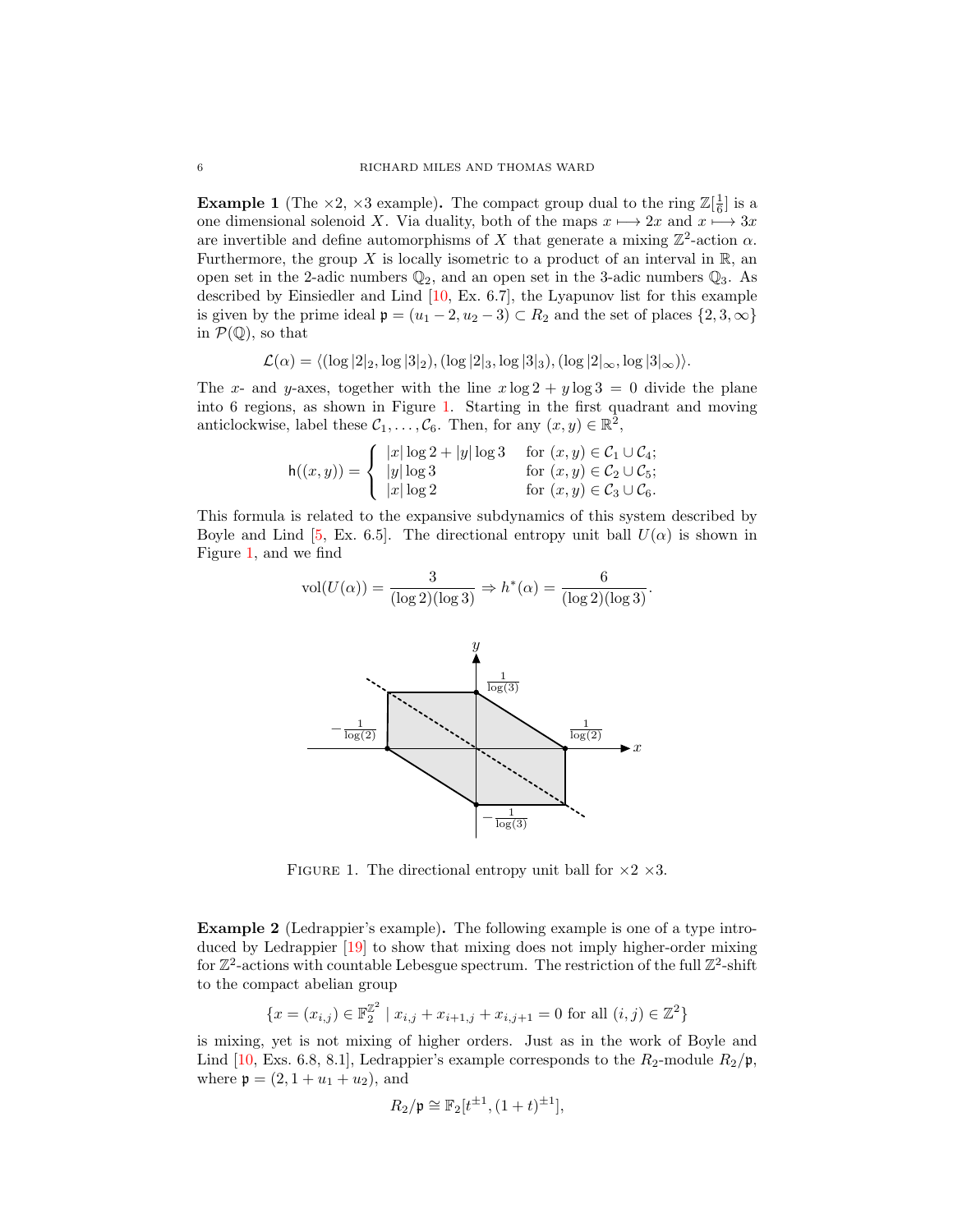**Example 1** (The $\times 2$, $\times 3$ example)**.** The compact group dual to the ring $\mathbb{Z}[\frac{1}{6}]$ is a one dimensional solenoid $X$. Via duality, both of the maps $x \longmapsto 2x$ and $x \longmapsto 3x$ are invertible and define automorphisms of $X$ that generate a mixing $\mathbb{Z}^2$-action $\alpha$. Furthermore, the group $X$ is locally isometric to a product of an interval in $\mathbb{R}$, an open set in the 2-adic numbers $\mathbb{Q}_2$, and an open set in the 3-adic numbers $\mathbb{Q}_3$. As described by Einsiedler and Lind [10, Ex. 6.7], the Lyapunov list for this example is given by the prime ideal $\mathfrak{p} = (u_1 - 2, u_2 - 3) \subset R_2$ and the set of places $\{2, 3, \infty\}$ in $\mathcal{P}(\mathbb{Q})$, so that

$$\mathcal{L}(\alpha) = \langle (\log|2|_2, \log|3|_2), (\log|2|_3, \log|3|_3), (\log|2|_\infty, \log|3|_\infty) \rangle.$$

The $x$- and $y$-axes, together with the line $x \log 2 + y \log 3 = 0$ divide the plane into 6 regions, as shown in Figure 1. Starting in the first quadrant and moving anticlockwise, label these $\mathcal{C}_1, \ldots, \mathcal{C}_6$. Then, for any $(x, y) \in \mathbb{R}^2$,

$$\mathsf{h}((x,y)) = \begin{cases} |x|\log 2 + |y|\log 3 & \text{for } (x,y) \in \mathcal{C}_1 \cup \mathcal{C}_4; \\ |y|\log 3 & \text{for } (x,y) \in \mathcal{C}_2 \cup \mathcal{C}_5; \\ |x|\log 2 & \text{for } (x,y) \in \mathcal{C}_3 \cup \mathcal{C}_6. \end{cases}$$

This formula is related to the expansive subdynamics of this system described by Boyle and Lind [5, Ex. 6.5]. The directional entropy unit ball $U(\alpha)$ is shown in Figure 1, and we find

$$\operatorname{vol}(U(\alpha)) = \frac{3}{(\log 2)(\log 3)} \Rightarrow h^*(\alpha) = \frac{6}{(\log 2)(\log 3)}.$$

Figure 1. The directional entropy unit ball for $\times 2$ $\times 3$.

**Example 2** (Ledrappier's example)**.** The following example is one of a type introduced by Ledrappier [19] to show that mixing does not imply higher-order mixing for $\mathbb{Z}^2$-actions with countable Lebesgue spectrum. The restriction of the full $\mathbb{Z}^2$-shift to the compact abelian group

$$\{x = (x_{i,j}) \in \mathbb{F}_2^{\mathbb{Z}^2} \mid x_{i,j} + x_{i+1,j} + x_{i,j+1} = 0 \text{ for all } (i,j) \in \mathbb{Z}^2\}$$

is mixing, yet is not mixing of higher orders. Just as in the work of Boyle and Lind [10, Exs. 6.8, 8.1], Ledrappier's example corresponds to the $R_2$-module $R_2/\mathfrak{p}$, where $\mathfrak{p} = (2, 1 + u_1 + u_2)$, and

$$R_2/\mathfrak{p} \cong \mathbb{F}_2[t^{\pm 1}, (1+t)^{\pm 1}],$$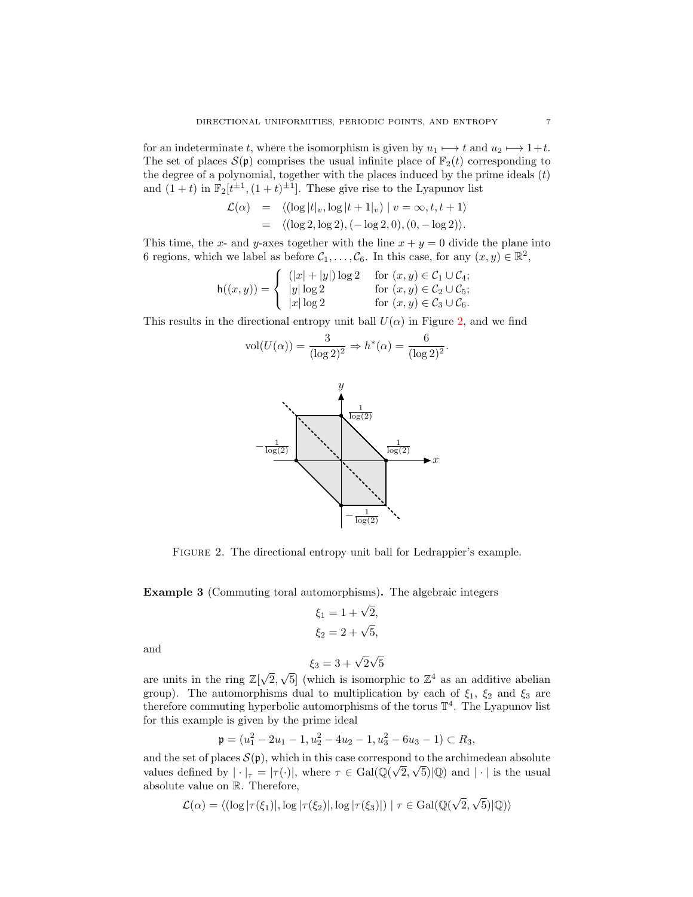for an indeterminate $t$, where the isomorphism is given by $u_1 \longmapsto t$ and $u_2 \longmapsto 1+t$. The set of places $\mathcal{S}(\mathfrak{p})$ comprises the usual infinite place of $\mathbb{F}_2(t)$ corresponding to the degree of a polynomial, together with the places induced by the prime ideals $(t)$ and $(1+t)$ in $\mathbb{F}_2[t^{\pm 1}, (1+t)^{\pm 1}]$. These give rise to the Lyapunov list

$$\begin{aligned}\mathcal{L}(\alpha) &= \langle (\log |t|_v, \log |t+1|_v) \mid v = \infty, t, t+1 \rangle \\ &= \langle (\log 2, \log 2), (-\log 2, 0), (0, -\log 2) \rangle.\end{aligned}$$

This time, the $x$- and $y$-axes together with the line $x + y = 0$ divide the plane into 6 regions, which we label as before $\mathcal{C}_1, \ldots, \mathcal{C}_6$. In this case, for any $(x, y) \in \mathbb{R}^2$,

$$\mathsf{h}((x,y)) = \begin{cases} (|x| + |y|) \log 2 & \text{for } (x,y) \in \mathcal{C}_1 \cup \mathcal{C}_4; \\ |y| \log 2 & \text{for } (x,y) \in \mathcal{C}_2 \cup \mathcal{C}_5; \\ |x| \log 2 & \text{for } (x,y) \in \mathcal{C}_3 \cup \mathcal{C}_6. \end{cases}$$

This results in the directional entropy unit ball $U(\alpha)$ in Figure 2, and we find

$$\mathrm{vol}(U(\alpha)) = \frac{3}{(\log 2)^2} \Rightarrow h^*(\alpha) = \frac{6}{(\log 2)^2}.$$

FIGURE 2. The directional entropy unit ball for Ledrappier's example.

**Example 3** (Commuting toral automorphisms)**.** The algebraic integers

$$\xi_1 = 1 + \sqrt{2},$$
$$\xi_2 = 2 + \sqrt{5},$$

and

$$\xi_3 = 3 + \sqrt{2}\sqrt{5}$$

are units in the ring $\mathbb{Z}[\sqrt{2}, \sqrt{5}]$ (which is isomorphic to $\mathbb{Z}^4$ as an additive abelian group). The automorphisms dual to multiplication by each of $\xi_1$, $\xi_2$ and $\xi_3$ are therefore commuting hyperbolic automorphisms of the torus $\mathbb{T}^4$. The Lyapunov list for this example is given by the prime ideal

$$\mathfrak{p} = (u_1^2 - 2u_1 - 1, u_2^2 - 4u_2 - 1, u_3^2 - 6u_3 - 1) \subset R_3,$$

and the set of places $\mathcal{S}(\mathfrak{p})$, which in this case correspond to the archimedean absolute values defined by $|\cdot|_\tau = |\tau(\cdot)|$, where $\tau \in \mathrm{Gal}(\mathbb{Q}(\sqrt{2}, \sqrt{5})|\mathbb{Q})$ and $|\cdot|$ is the usual absolute value on $\mathbb{R}$. Therefore,

$$\mathcal{L}(\alpha) = \langle (\log |\tau(\xi_1)|, \log |\tau(\xi_2)|, \log |\tau(\xi_3)|) \mid \tau \in \mathrm{Gal}(\mathbb{Q}(\sqrt{2}, \sqrt{5})|\mathbb{Q}) \rangle$$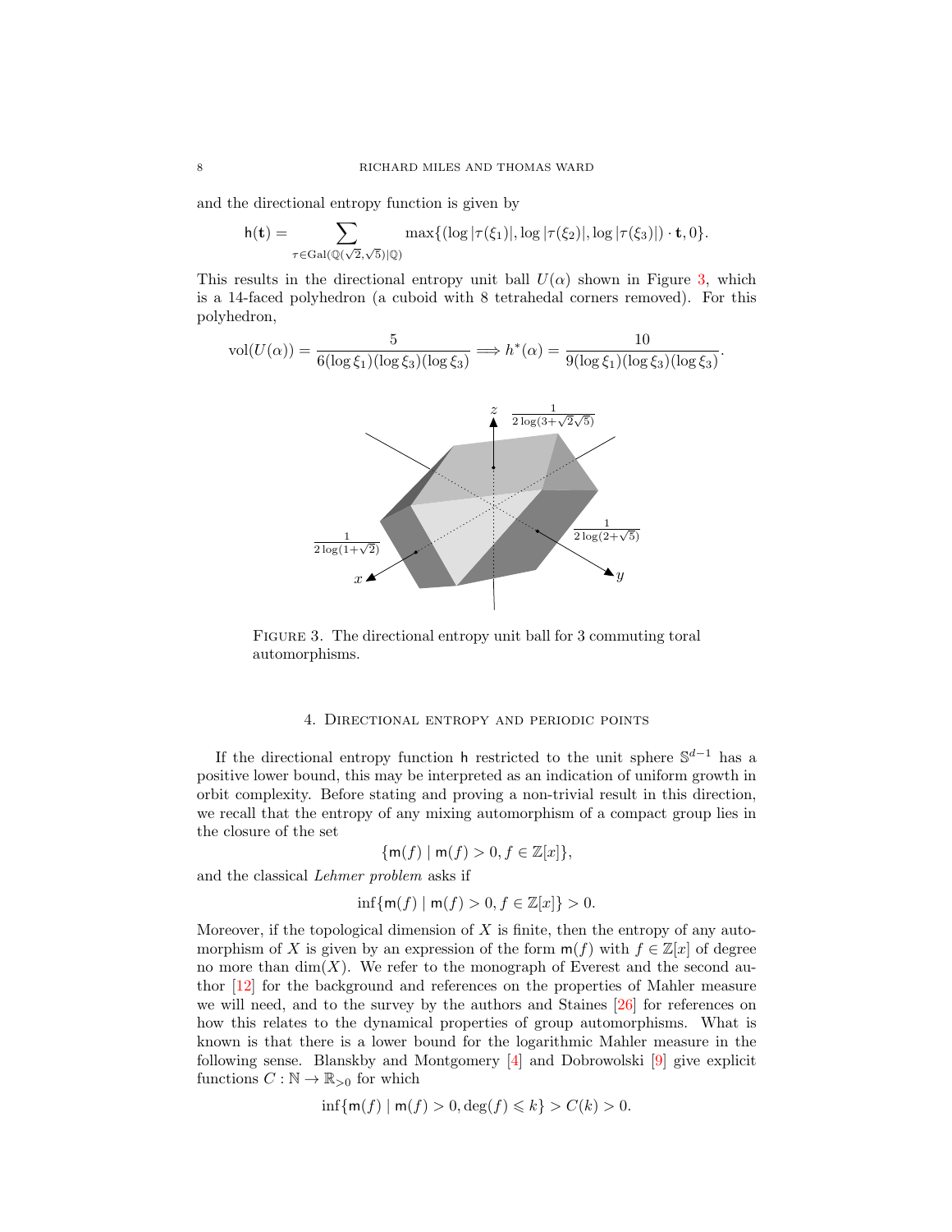and the directional entropy function is given by

$$\mathsf{h}(\mathbf{t}) = \sum_{\tau \in \mathrm{Gal}(\mathbb{Q}(\sqrt{2},\sqrt{5})|\mathbb{Q})} \max\{(\log|\tau(\xi_1)|, \log|\tau(\xi_2)|, \log|\tau(\xi_3)|) \cdot \mathbf{t}, 0\}.$$

This results in the directional entropy unit ball $U(\alpha)$ shown in Figure 3, which is a 14-faced polyhedron (a cuboid with 8 tetrahedal corners removed). For this polyhedron,

$$\mathrm{vol}(U(\alpha)) = \frac{5}{6(\log \xi_1)(\log \xi_3)(\log \xi_3)} \Longrightarrow h^*(\alpha) = \frac{10}{9(\log \xi_1)(\log \xi_3)(\log \xi_3)}.$$

Figure 3. The directional entropy unit ball for 3 commuting toral automorphisms.

## 4. Directional entropy and periodic points

If the directional entropy function $\mathsf{h}$ restricted to the unit sphere $\mathbb{S}^{d-1}$ has a positive lower bound, this may be interpreted as an indication of uniform growth in orbit complexity. Before stating and proving a non-trivial result in this direction, we recall that the entropy of any mixing automorphism of a compact group lies in the closure of the set

$$\{\mathsf{m}(f) \mid \mathsf{m}(f) > 0, f \in \mathbb{Z}[x]\},$$

and the classical *Lehmer problem* asks if

$$\inf\{\mathsf{m}(f) \mid \mathsf{m}(f) > 0, f \in \mathbb{Z}[x]\} > 0.$$

Moreover, if the topological dimension of $X$ is finite, then the entropy of any automorphism of $X$ is given by an expression of the form $\mathsf{m}(f)$ with $f \in \mathbb{Z}[x]$ of degree no more than $\dim(X)$. We refer to the monograph of Everest and the second author [12] for the background and references on the properties of Mahler measure we will need, and to the survey by the authors and Staines [26] for references on how this relates to the dynamical properties of group automorphisms. What is known is that there is a lower bound for the logarithmic Mahler measure in the following sense. Blanskby and Montgomery [4] and Dobrowolski [9] give explicit functions $C : \mathbb{N} \to \mathbb{R}_{>0}$ for which

$$\inf\{\mathsf{m}(f) \mid \mathsf{m}(f) > 0, \deg(f) \leqslant k\} > C(k) > 0.$$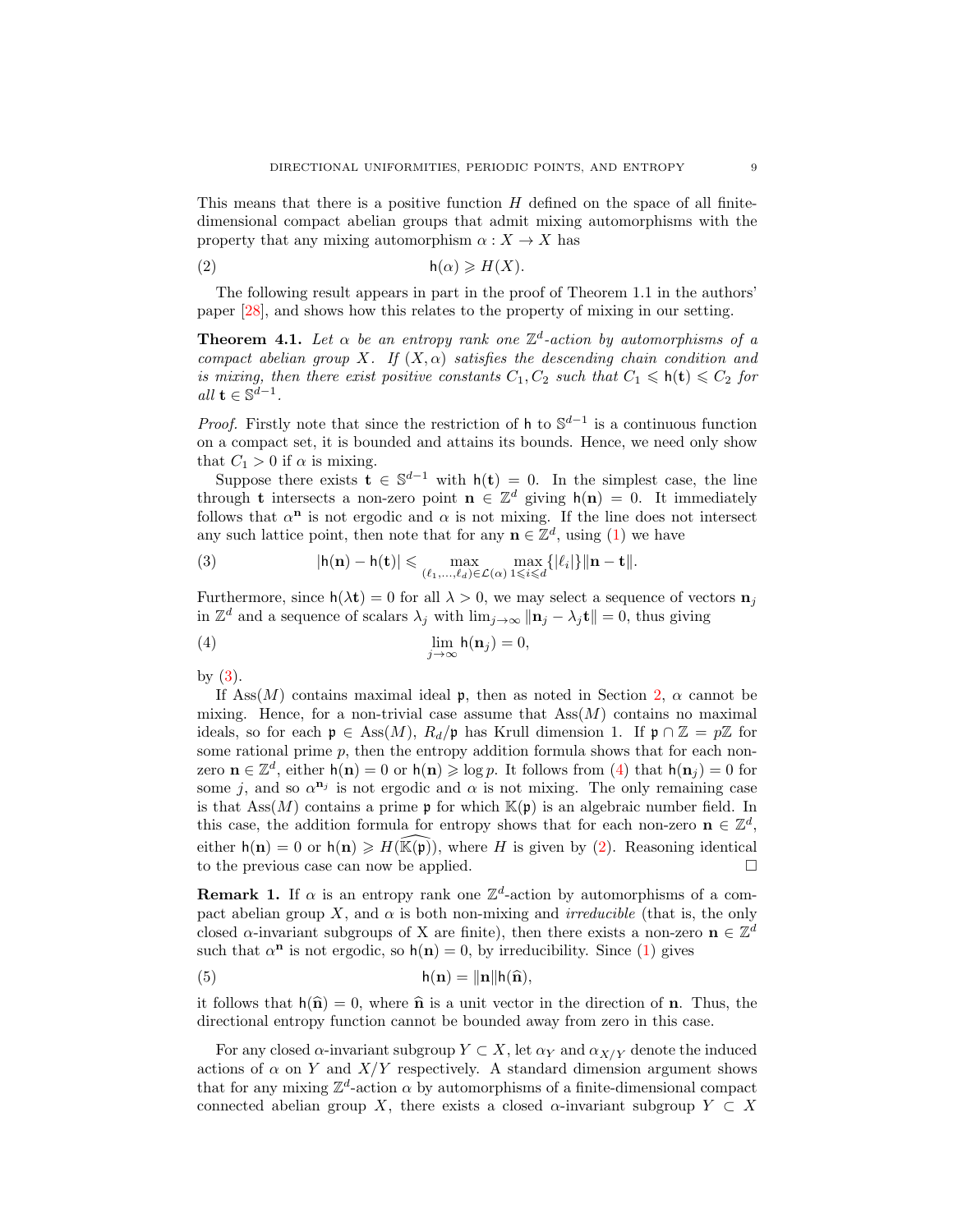This means that there is a positive function $H$ defined on the space of all finite-dimensional compact abelian groups that admit mixing automorphisms with the property that any mixing automorphism $\alpha : X \to X$ has

$$\mathsf{h}(\alpha) \geqslant H(X). \tag{2}$$

The following result appears in part in the proof of Theorem 1.1 in the authors' paper [28], and shows how this relates to the property of mixing in our setting.

**Theorem 4.1.** *Let $\alpha$ be an entropy rank one $\mathbb{Z}^d$-action by automorphisms of a compact abelian group $X$. If $(X, \alpha)$ satisfies the descending chain condition and is mixing, then there exist positive constants $C_1, C_2$ such that $C_1 \leqslant \mathsf{h}(\mathbf{t}) \leqslant C_2$ for all $\mathbf{t} \in \mathbb{S}^{d-1}$.*

*Proof.* Firstly note that since the restriction of $\mathsf{h}$ to $\mathbb{S}^{d-1}$ is a continuous function on a compact set, it is bounded and attains its bounds. Hence, we need only show that $C_1 > 0$ if $\alpha$ is mixing.

Suppose there exists $\mathbf{t} \in \mathbb{S}^{d-1}$ with $\mathsf{h}(\mathbf{t}) = 0$. In the simplest case, the line through $\mathbf{t}$ intersects a non-zero point $\mathbf{n} \in \mathbb{Z}^d$ giving $\mathsf{h}(\mathbf{n}) = 0$. It immediately follows that $\alpha^{\mathbf{n}}$ is not ergodic and $\alpha$ is not mixing. If the line does not intersect any such lattice point, then note that for any $\mathbf{n} \in \mathbb{Z}^d$, using (1) we have

$$|\mathsf{h}(\mathbf{n}) - \mathsf{h}(\mathbf{t})| \leqslant \max_{(\ell_1,\dots,\ell_d) \in \mathcal{L}(\alpha)} \max_{1 \leqslant i \leqslant d} \{|\ell_i|\} \|\mathbf{n} - \mathbf{t}\|. \tag{3}$$

Furthermore, since $\mathsf{h}(\lambda \mathbf{t}) = 0$ for all $\lambda > 0$, we may select a sequence of vectors $\mathbf{n}_j$ in $\mathbb{Z}^d$ and a sequence of scalars $\lambda_j$ with $\lim_{j\to\infty} \|\mathbf{n}_j - \lambda_j \mathbf{t}\| = 0$, thus giving

$$\lim_{j\to\infty} \mathsf{h}(\mathbf{n}_j) = 0, \tag{4}$$

by (3).

If $\mathrm{Ass}(M)$ contains maximal ideal $\mathfrak{p}$, then as noted in Section 2, $\alpha$ cannot be mixing. Hence, for a non-trivial case assume that $\mathrm{Ass}(M)$ contains no maximal ideals, so for each $\mathfrak{p} \in \mathrm{Ass}(M)$, $R_d/\mathfrak{p}$ has Krull dimension 1. If $\mathfrak{p} \cap \mathbb{Z} = p\mathbb{Z}$ for some rational prime $p$, then the entropy addition formula shows that for each non-zero $\mathbf{n} \in \mathbb{Z}^d$, either $\mathsf{h}(\mathbf{n}) = 0$ or $\mathsf{h}(\mathbf{n}) \geqslant \log p$. It follows from (4) that $\mathsf{h}(\mathbf{n}_j) = 0$ for some $j$, and so $\alpha^{\mathbf{n}_j}$ is not ergodic and $\alpha$ is not mixing. The only remaining case is that $\mathrm{Ass}(M)$ contains a prime $\mathfrak{p}$ for which $\mathbb{K}(\mathfrak{p})$ is an algebraic number field. In this case, the addition formula for entropy shows that for each non-zero $\mathbf{n} \in \mathbb{Z}^d$, either $\mathsf{h}(\mathbf{n}) = 0$ or $\mathsf{h}(\mathbf{n}) \geqslant H(\widehat{\mathbb{K}(\mathfrak{p})})$, where $H$ is given by (2). Reasoning identical to the previous case can now be applied. $\square$

**Remark 1.** If $\alpha$ is an entropy rank one $\mathbb{Z}^d$-action by automorphisms of a compact abelian group $X$, and $\alpha$ is both non-mixing and *irreducible* (that is, the only closed $\alpha$-invariant subgroups of X are finite), then there exists a non-zero $\mathbf{n} \in \mathbb{Z}^d$ such that $\alpha^{\mathbf{n}}$ is not ergodic, so $\mathsf{h}(\mathbf{n}) = 0$, by irreducibility. Since (1) gives

$$\mathsf{h}(\mathbf{n}) = \|\mathbf{n}\| \mathsf{h}(\widehat{\mathbf{n}}), \tag{5}$$

it follows that $\mathsf{h}(\widehat{\mathbf{n}}) = 0$, where $\widehat{\mathbf{n}}$ is a unit vector in the direction of $\mathbf{n}$. Thus, the directional entropy function cannot be bounded away from zero in this case.

For any closed $\alpha$-invariant subgroup $Y \subset X$, let $\alpha_Y$ and $\alpha_{X/Y}$ denote the induced actions of $\alpha$ on $Y$ and $X/Y$ respectively. A standard dimension argument shows that for any mixing $\mathbb{Z}^d$-action $\alpha$ by automorphisms of a finite-dimensional compact connected abelian group $X$, there exists a closed $\alpha$-invariant subgroup $Y \subset X$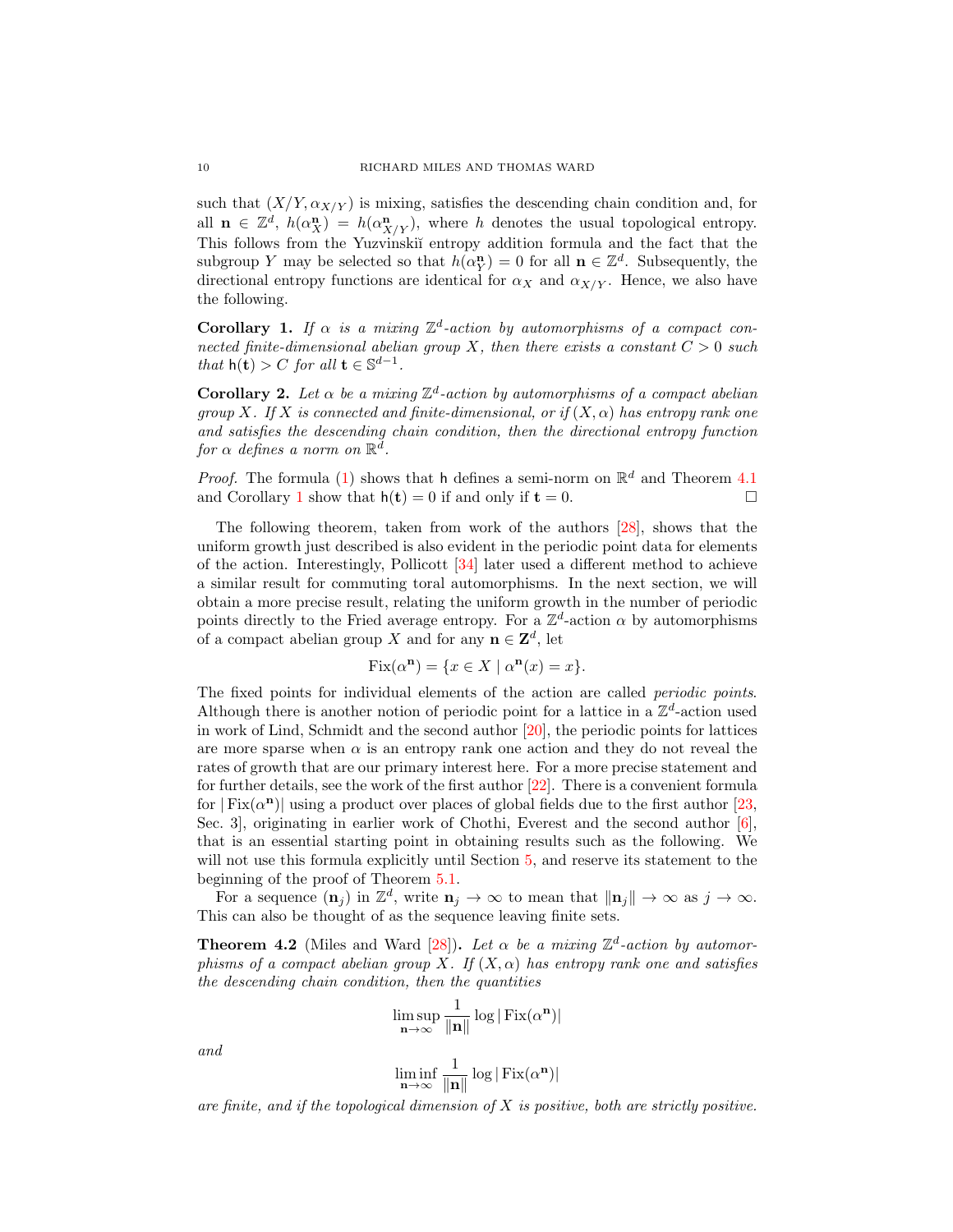such that $(X/Y, \alpha_{X/Y})$ is mixing, satisfies the descending chain condition and, for all $\mathbf{n} \in \mathbb{Z}^d$, $h(\alpha_X^{\mathbf{n}}) = h(\alpha_{X/Y}^{\mathbf{n}})$, where $h$ denotes the usual topological entropy. This follows from the Yuzvinskiĭ entropy addition formula and the fact that the subgroup $Y$ may be selected so that $h(\alpha_Y^{\mathbf{n}}) = 0$ for all $\mathbf{n} \in \mathbb{Z}^d$. Subsequently, the directional entropy functions are identical for $\alpha_X$ and $\alpha_{X/Y}$. Hence, we also have the following.

**Corollary 1.** *If $\alpha$ is a mixing $\mathbb{Z}^d$-action by automorphisms of a compact connected finite-dimensional abelian group $X$, then there exists a constant $C > 0$ such that $\mathsf{h}(\mathbf{t}) > C$ for all $\mathbf{t} \in \mathbb{S}^{d-1}$.*

**Corollary 2.** *Let $\alpha$ be a mixing $\mathbb{Z}^d$-action by automorphisms of a compact abelian group $X$. If $X$ is connected and finite-dimensional, or if $(X, \alpha)$ has entropy rank one and satisfies the descending chain condition, then the directional entropy function for $\alpha$ defines a norm on $\mathbb{R}^d$.*

*Proof.* The formula (1) shows that $\mathsf{h}$ defines a semi-norm on $\mathbb{R}^d$ and Theorem 4.1 and Corollary 1 show that $\mathsf{h}(\mathbf{t}) = 0$ if and only if $\mathbf{t} = 0$. □

The following theorem, taken from work of the authors [28], shows that the uniform growth just described is also evident in the periodic point data for elements of the action. Interestingly, Pollicott [34] later used a different method to achieve a similar result for commuting toral automorphisms. In the next section, we will obtain a more precise result, relating the uniform growth in the number of periodic points directly to the Fried average entropy. For a $\mathbb{Z}^d$-action $\alpha$ by automorphisms of a compact abelian group $X$ and for any $\mathbf{n} \in \mathbf{Z}^d$, let

$$\mathrm{Fix}(\alpha^{\mathbf{n}}) = \{x \in X \mid \alpha^{\mathbf{n}}(x) = x\}.$$

The fixed points for individual elements of the action are called *periodic points*. Although there is another notion of periodic point for a lattice in a $\mathbb{Z}^d$-action used in work of Lind, Schmidt and the second author [20], the periodic points for lattices are more sparse when $\alpha$ is an entropy rank one action and they do not reveal the rates of growth that are our primary interest here. For a more precise statement and for further details, see the work of the first author [22]. There is a convenient formula for $|\mathrm{Fix}(\alpha^{\mathbf{n}})|$ using a product over places of global fields due to the first author [23, Sec. 3], originating in earlier work of Chothi, Everest and the second author [6], that is an essential starting point in obtaining results such as the following. We will not use this formula explicitly until Section 5, and reserve its statement to the beginning of the proof of Theorem 5.1.

For a sequence $(\mathbf{n}_j)$ in $\mathbb{Z}^d$, write $\mathbf{n}_j \to \infty$ to mean that $\|\mathbf{n}_j\| \to \infty$ as $j \to \infty$. This can also be thought of as the sequence leaving finite sets.

**Theorem 4.2** (Miles and Ward [28])**.** *Let $\alpha$ be a mixing $\mathbb{Z}^d$-action by automorphisms of a compact abelian group $X$. If $(X, \alpha)$ has entropy rank one and satisfies the descending chain condition, then the quantities*

$$\limsup_{\mathbf{n}\to\infty} \frac{1}{\|\mathbf{n}\|} \log |\mathrm{Fix}(\alpha^{\mathbf{n}})|$$

*and*

$$\liminf_{\mathbf{n}\to\infty} \frac{1}{\|\mathbf{n}\|} \log |\mathrm{Fix}(\alpha^{\mathbf{n}})|$$

*are finite, and if the topological dimension of $X$ is positive, both are strictly positive.*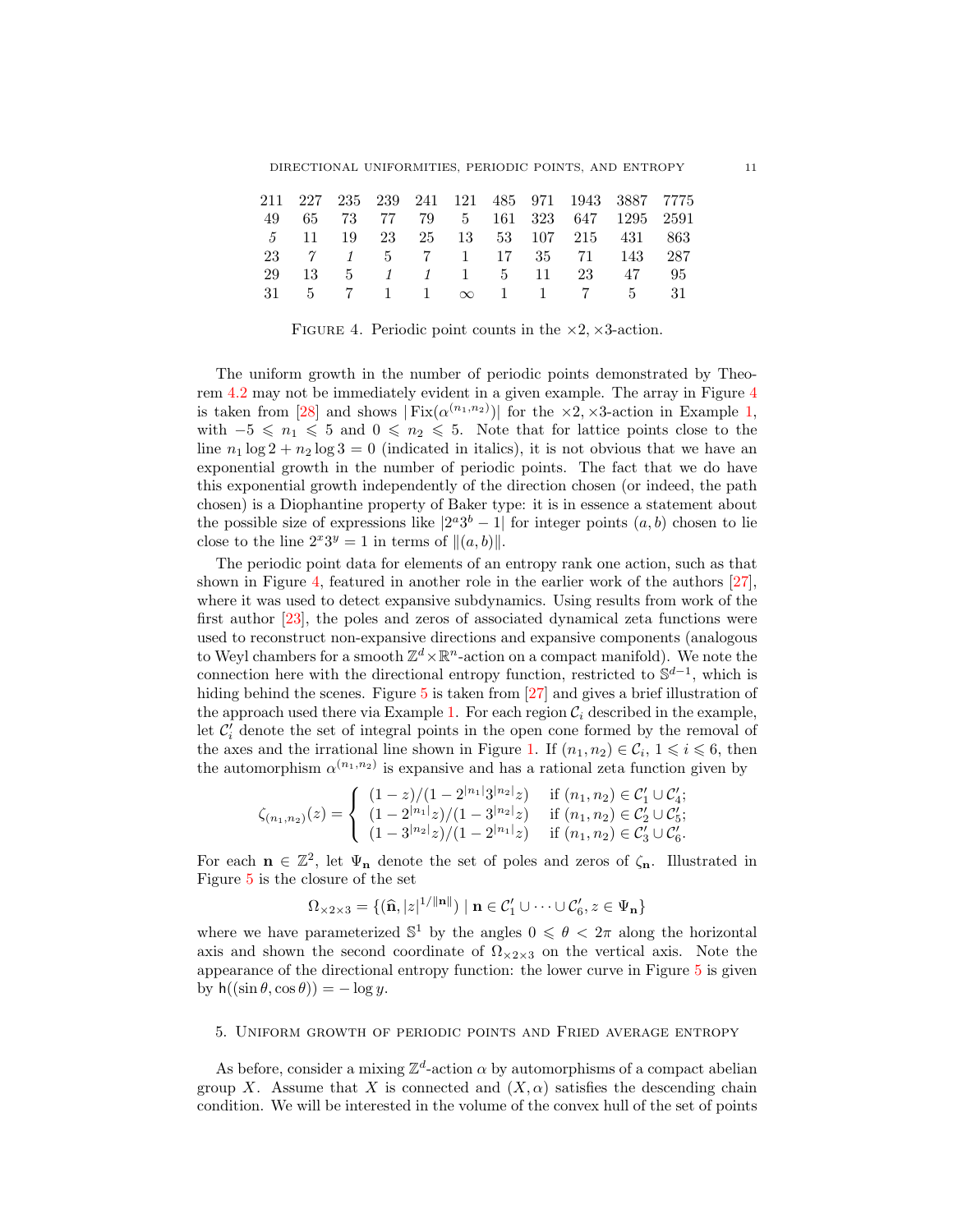| | | | | | | | | | | |
|---|---|---|---|---|---|---|---|---|---|---|
| 211 | 227 | 235 | 239 | 241 | 121 | 485 | 971 | 1943 | 3887 | 7775 |
| 49 | 65 | 73 | 77 | 79 | 5 | 161 | 323 | 647 | 1295 | 2591 |
| *5* | 11 | 19 | 23 | 25 | 13 | 53 | 107 | 215 | 431 | 863 |
| 23 | *7* | *1* | 5 | 7 | 1 | 17 | 35 | 71 | 143 | 287 |
| 29 | 13 | 5 | *1* | *1* | 1 | 5 | 11 | 23 | 47 | 95 |
| 31 | 5 | 7 | 1 | 1 | $\infty$ | 1 | 1 | 7 | 5 | 31 |

Figure 4. Periodic point counts in the $\times 2, \times 3$-action.

The uniform growth in the number of periodic points demonstrated by Theorem 4.2 may not be immediately evident in a given example. The array in Figure 4 is taken from [28] and shows $|\operatorname{Fix}(\alpha^{(n_1,n_2)})|$ for the $\times 2, \times 3$-action in Example 1, with $-5 \leqslant n_1 \leqslant 5$ and $0 \leqslant n_2 \leqslant 5$. Note that for lattice points close to the line $n_1 \log 2 + n_2 \log 3 = 0$ (indicated in italics), it is not obvious that we have an exponential growth in the number of periodic points. The fact that we do have this exponential growth independently of the direction chosen (or indeed, the path chosen) is a Diophantine property of Baker type: it is in essence a statement about the possible size of expressions like $|2^a 3^b - 1|$ for integer points $(a, b)$ chosen to lie close to the line $2^x 3^y = 1$ in terms of $\|(a, b)\|$.

The periodic point data for elements of an entropy rank one action, such as that shown in Figure 4, featured in another role in the earlier work of the authors [27], where it was used to detect expansive subdynamics. Using results from work of the first author [23], the poles and zeros of associated dynamical zeta functions were used to reconstruct non-expansive directions and expansive components (analogous to Weyl chambers for a smooth $\mathbb{Z}^d \times \mathbb{R}^n$-action on a compact manifold). We note the connection here with the directional entropy function, restricted to $\mathbb{S}^{d-1}$, which is hiding behind the scenes. Figure 5 is taken from [27] and gives a brief illustration of the approach used there via Example 1. For each region $\mathcal{C}_i$ described in the example, let $\mathcal{C}_i'$ denote the set of integral points in the open cone formed by the removal of the axes and the irrational line shown in Figure 1. If $(n_1, n_2) \in \mathcal{C}_i$, $1 \leqslant i \leqslant 6$, then the automorphism $\alpha^{(n_1,n_2)}$ is expansive and has a rational zeta function given by

$$\zeta_{(n_1,n_2)}(z) = \begin{cases} (1-z)/(1-2^{|n_1|}3^{|n_2|}z) & \text{if } (n_1,n_2) \in \mathcal{C}_1' \cup \mathcal{C}_4'; \\ (1-2^{|n_1|}z)/(1-3^{|n_2|}z) & \text{if } (n_1,n_2) \in \mathcal{C}_2' \cup \mathcal{C}_5'; \\ (1-3^{|n_2|}z)/(1-2^{|n_1|}z) & \text{if } (n_1,n_2) \in \mathcal{C}_3' \cup \mathcal{C}_6'. \end{cases}$$

For each $\mathbf{n} \in \mathbb{Z}^2$, let $\Psi_{\mathbf{n}}$ denote the set of poles and zeros of $\zeta_{\mathbf{n}}$. Illustrated in Figure 5 is the closure of the set

$$\Omega_{\times 2 \times 3} = \{(\widehat{\mathbf{n}}, |z|^{1/\|\mathbf{n}\|}) \mid \mathbf{n} \in \mathcal{C}_1' \cup \cdots \cup \mathcal{C}_6', z \in \Psi_{\mathbf{n}}\}$$

where we have parameterized $\mathbb{S}^1$ by the angles $0 \leqslant \theta < 2\pi$ along the horizontal axis and shown the second coordinate of $\Omega_{\times 2 \times 3}$ on the vertical axis. Note the appearance of the directional entropy function: the lower curve in Figure 5 is given by $\mathsf{h}((\sin\theta, \cos\theta)) = -\log y$.

## 5. Uniform growth of periodic points and Fried average entropy

As before, consider a mixing $\mathbb{Z}^d$-action $\alpha$ by automorphisms of a compact abelian group $X$. Assume that $X$ is connected and $(X, \alpha)$ satisfies the descending chain condition. We will be interested in the volume of the convex hull of the set of points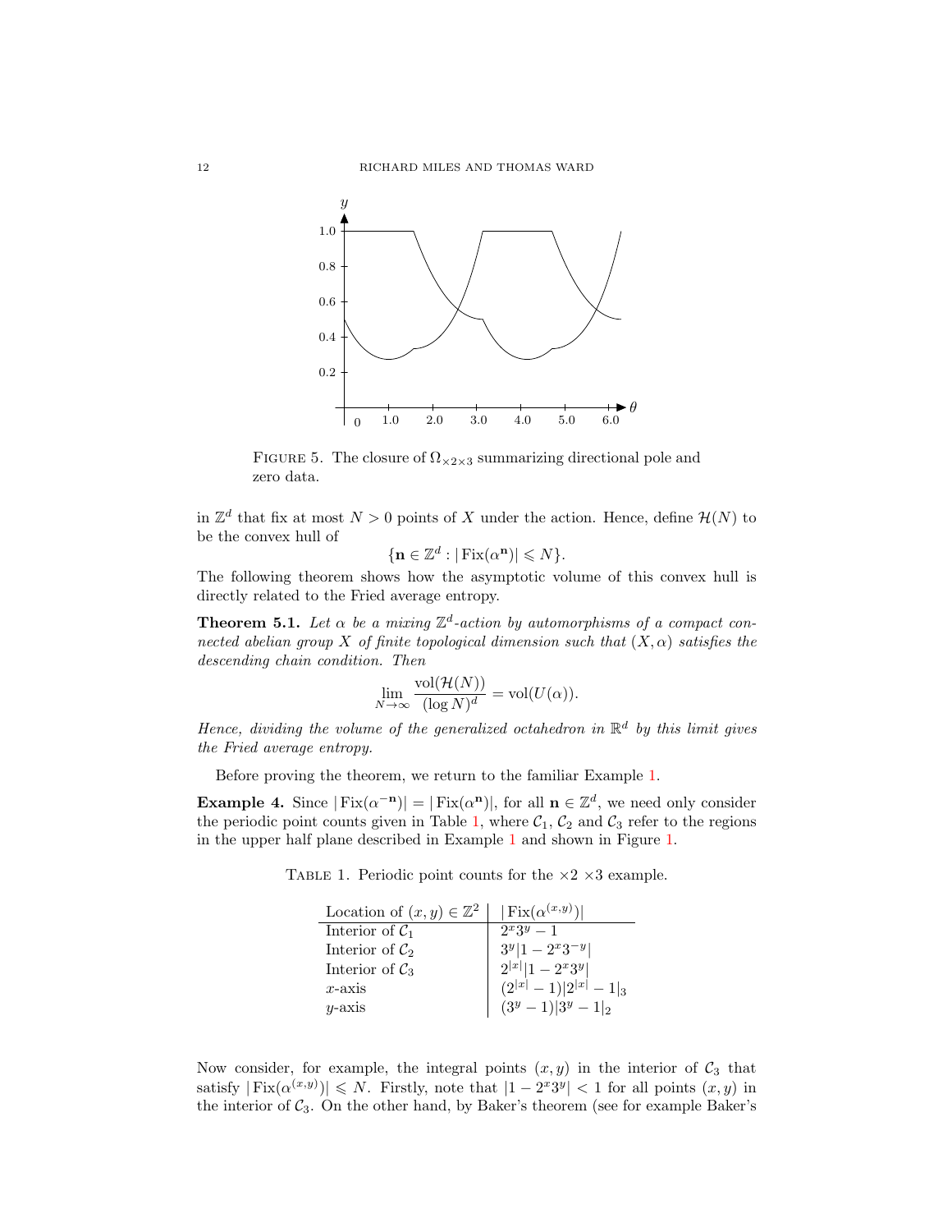FIGURE 5. The closure of $\Omega_{\times 2\times 3}$ summarizing directional pole and zero data.

in $\mathbb{Z}^d$ that fix at most $N > 0$ points of $X$ under the action. Hence, define $\mathcal{H}(N)$ to be the convex hull of

$$\{\mathbf{n} \in \mathbb{Z}^d : |\operatorname{Fix}(\alpha^{\mathbf{n}})| \leqslant N\}.$$

The following theorem shows how the asymptotic volume of this convex hull is directly related to the Fried average entropy.

**Theorem 5.1.** *Let $\alpha$ be a mixing $\mathbb{Z}^d$-action by automorphisms of a compact connected abelian group $X$ of finite topological dimension such that $(X, \alpha)$ satisfies the descending chain condition. Then*

$$\lim_{N\to\infty} \frac{\operatorname{vol}(\mathcal{H}(N))}{(\log N)^d} = \operatorname{vol}(U(\alpha)).$$

*Hence, dividing the volume of the generalized octahedron in $\mathbb{R}^d$ by this limit gives the Fried average entropy.*

Before proving the theorem, we return to the familiar Example 1.

**Example 4.** Since $|\operatorname{Fix}(\alpha^{-\mathbf{n}})| = |\operatorname{Fix}(\alpha^{\mathbf{n}})|$, for all $\mathbf{n} \in \mathbb{Z}^d$, we need only consider the periodic point counts given in Table 1, where $\mathcal{C}_1$, $\mathcal{C}_2$ and $\mathcal{C}_3$ refer to the regions in the upper half plane described in Example 1 and shown in Figure 1.

TABLE 1. Periodic point counts for the $\times 2$ $\times 3$ example.

| Location of $(x, y) \in \mathbb{Z}^2$ | $\lvert\operatorname{Fix}(\alpha^{(x,y)})\rvert$ |
|---|---|
| Interior of $\mathcal{C}_1$ | $2^x 3^y - 1$ |
| Interior of $\mathcal{C}_2$ | $3^y \lvert 1 - 2^x 3^{-y}\rvert$ |
| Interior of $\mathcal{C}_3$ | $2^{\lvert x\rvert} \lvert 1 - 2^x 3^y\rvert$ |
| $x$-axis | $(2^{\lvert x\rvert} - 1)\lvert 2^{\lvert x\rvert} - 1\rvert_3$ |
| $y$-axis | $(3^y - 1)\lvert 3^y - 1\rvert_2$ |

Now consider, for example, the integral points $(x, y)$ in the interior of $\mathcal{C}_3$ that satisfy $|\operatorname{Fix}(\alpha^{(x,y)})| \leqslant N$. Firstly, note that $|1 - 2^x 3^y| < 1$ for all points $(x, y)$ in the interior of $\mathcal{C}_3$. On the other hand, by Baker's theorem (see for example Baker's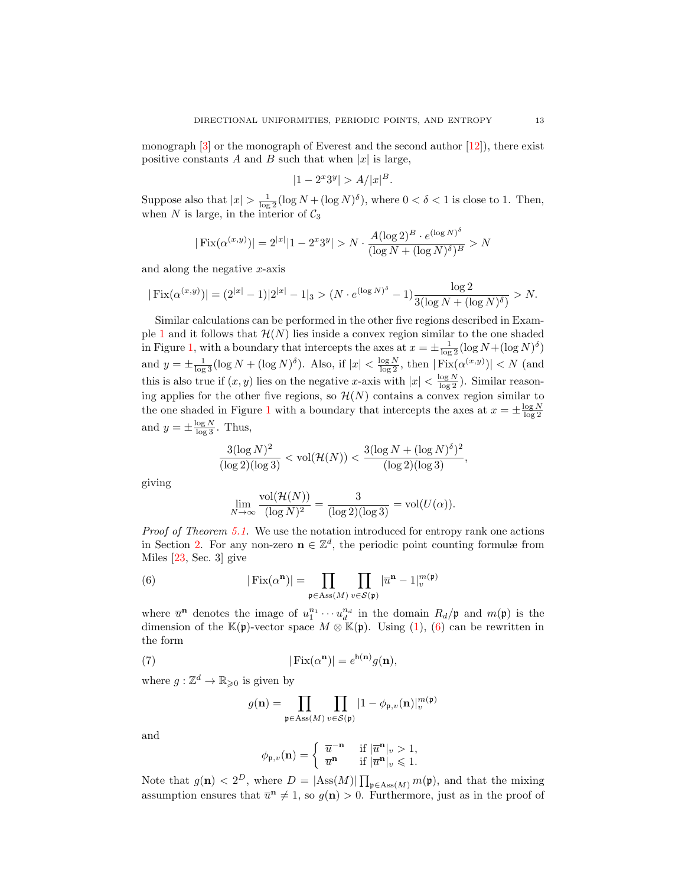monograph [3] or the monograph of Everest and the second author [12]), there exist positive constants $A$ and $B$ such that when $|x|$ is large,

$$|1-2^x3^y| > A/|x|^B.$$

Suppose also that $|x| > \frac{1}{\log 2}(\log N + (\log N)^\delta)$, where $0<\delta<1$ is close to 1. Then, when $N$ is large, in the interior of $\mathcal{C}_3$

$$|\operatorname{Fix}(\alpha^{(x,y)})| = 2^{|x|}|1-2^x3^y| > N\cdot\frac{A(\log 2)^B\cdot e^{(\log N)^\delta}}{(\log N+(\log N)^\delta)^B} > N$$

and along the negative $x$-axis

$$|\operatorname{Fix}(\alpha^{(x,y)})| = (2^{|x|}-1)|2^{|x|}-1|_3 > (N\cdot e^{(\log N)^\delta}-1)\frac{\log 2}{3(\log N+(\log N)^\delta)} > N.$$

Similar calculations can be performed in the other five regions described in Example 1 and it follows that $\mathcal{H}(N)$ lies inside a convex region similar to the one shaded in Figure 1, with a boundary that intercepts the axes at $x=\pm\frac{1}{\log 2}(\log N+(\log N)^\delta)$ and $y=\pm\frac{1}{\log 3}(\log N+(\log N)^\delta)$. Also, if $|x|<\frac{\log N}{\log 2}$, then $|\operatorname{Fix}(\alpha^{(x,y)})|<N$ (and this is also true if $(x,y)$ lies on the negative $x$-axis with $|x|<\frac{\log N}{\log 2}$). Similar reasoning applies for the other five regions, so $\mathcal{H}(N)$ contains a convex region similar to the one shaded in Figure 1 with a boundary that intercepts the axes at $x=\pm\frac{\log N}{\log 2}$ and $y=\pm\frac{\log N}{\log 3}$. Thus,

$$\frac{3(\log N)^2}{(\log 2)(\log 3)} < \operatorname{vol}(\mathcal{H}(N)) < \frac{3(\log N+(\log N)^\delta)^2}{(\log 2)(\log 3)},$$

giving

$$\lim_{N\to\infty}\frac{\operatorname{vol}(\mathcal{H}(N))}{(\log N)^2} = \frac{3}{(\log 2)(\log 3)} = \operatorname{vol}(U(\alpha)).$$

*Proof of Theorem 5.1.* We use the notation introduced for entropy rank one actions in Section 2. For any non-zero $\mathbf{n}\in\mathbb{Z}^d$, the periodic point counting formulæ from Miles [23, Sec. 3] give

$$|\operatorname{Fix}(\alpha^{\mathbf{n}})| = \prod_{\mathfrak{p}\in\operatorname{Ass}(M)}\prod_{v\in\mathcal{S}(\mathfrak{p})}|\overline{u}^{\mathbf{n}}-1|_v^{m(\mathfrak{p})} \tag{6}$$

where $\overline{u}^{\mathbf{n}}$ denotes the image of $u_1^{n_1}\cdots u_d^{n_d}$ in the domain $R_d/\mathfrak{p}$ and $m(\mathfrak{p})$ is the dimension of the $\mathbb{K}(\mathfrak{p})$-vector space $M\otimes\mathbb{K}(\mathfrak{p})$. Using (1), (6) can be rewritten in the form

$$|\operatorname{Fix}(\alpha^{\mathbf{n}})| = e^{\mathsf{h}(\mathbf{n})}g(\mathbf{n}), \tag{7}$$

where $g:\mathbb{Z}^d\to\mathbb{R}_{\geqslant 0}$ is given by

$$g(\mathbf{n}) = \prod_{\mathfrak{p}\in\operatorname{Ass}(M)}\prod_{v\in\mathcal{S}(\mathfrak{p})}|1-\phi_{\mathfrak{p},v}(\mathbf{n})|_v^{m(\mathfrak{p})}$$

and

$$\phi_{\mathfrak{p},v}(\mathbf{n}) = \begin{cases}\overline{u}^{-\mathbf{n}} & \text{if } |\overline{u}^{\mathbf{n}}|_v>1,\\ \overline{u}^{\mathbf{n}} & \text{if } |\overline{u}^{\mathbf{n}}|_v\leqslant 1.\end{cases}$$

Note that $g(\mathbf{n})<2^D$, where $D=|\operatorname{Ass}(M)|\prod_{\mathfrak{p}\in\operatorname{Ass}(M)}m(\mathfrak{p})$, and that the mixing assumption ensures that $\overline{u}^{\mathbf{n}}\neq 1$, so $g(\mathbf{n})>0$. Furthermore, just as in the proof of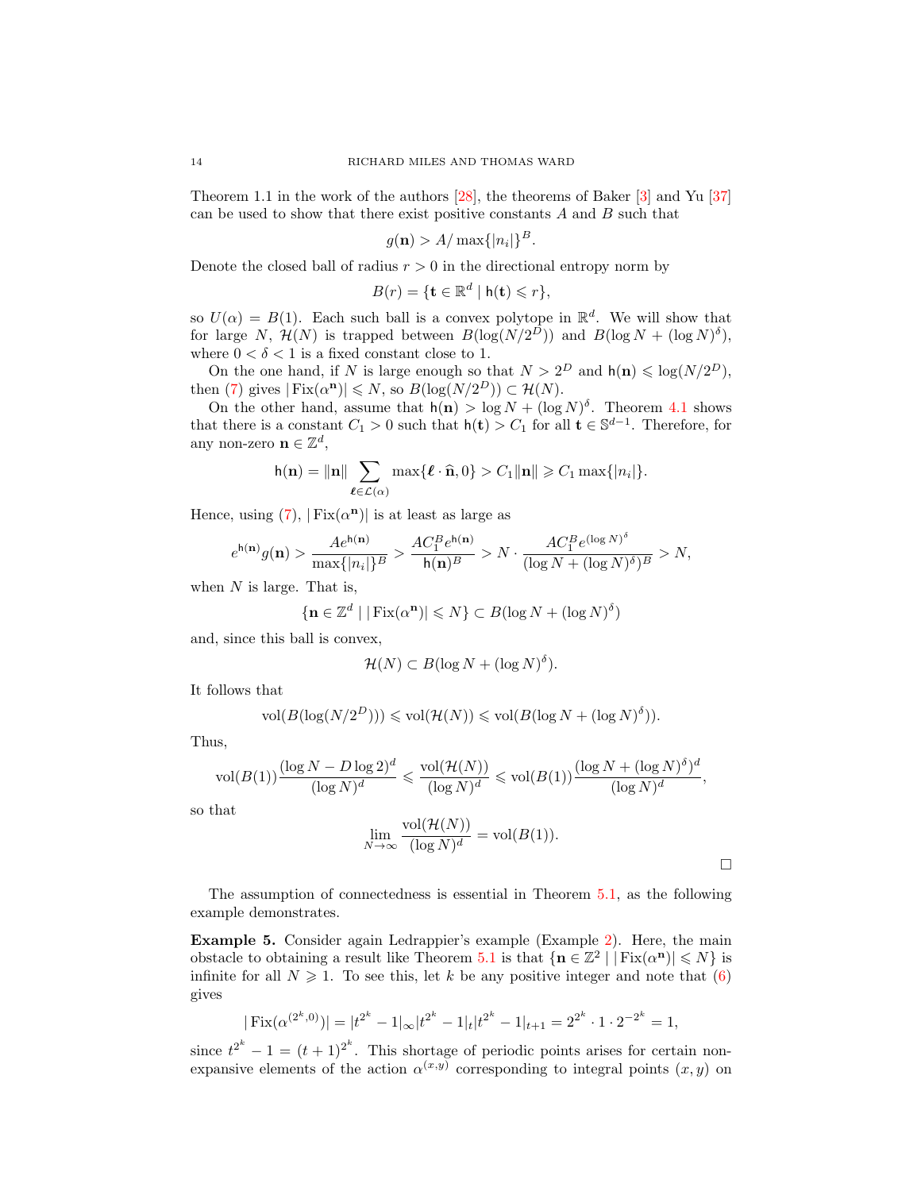Theorem 1.1 in the work of the authors [28], the theorems of Baker [3] and Yu [37] can be used to show that there exist positive constants $A$ and $B$ such that

$$g(\mathbf{n}) > A/\max\{|n_i|\}^B.$$

Denote the closed ball of radius $r > 0$ in the directional entropy norm by

$$B(r) = \{\mathbf{t} \in \mathbb{R}^d \mid \mathsf{h}(\mathbf{t}) \leqslant r\},$$

so $U(\alpha) = B(1)$. Each such ball is a convex polytope in $\mathbb{R}^d$. We will show that for large $N$, $\mathcal{H}(N)$ is trapped between $B(\log(N/2^D))$ and $B(\log N + (\log N)^\delta)$, where $0 < \delta < 1$ is a fixed constant close to 1.

On the one hand, if $N$ is large enough so that $N > 2^D$ and $\mathsf{h}(\mathbf{n}) \leqslant \log(N/2^D)$, then (7) gives $|\operatorname{Fix}(\alpha^{\mathbf{n}})| \leqslant N$, so $B(\log(N/2^D)) \subset \mathcal{H}(N)$.

On the other hand, assume that $\mathsf{h}(\mathbf{n}) > \log N + (\log N)^\delta$. Theorem 4.1 shows that there is a constant $C_1 > 0$ such that $\mathsf{h}(\mathbf{t}) > C_1$ for all $\mathbf{t} \in \mathbb{S}^{d-1}$. Therefore, for any non-zero $\mathbf{n} \in \mathbb{Z}^d$,

$$\mathsf{h}(\mathbf{n}) = \|\mathbf{n}\| \sum_{\boldsymbol{\ell} \in \mathcal{L}(\alpha)} \max\{\boldsymbol{\ell} \cdot \widehat{\mathbf{n}}, 0\} > C_1 \|\mathbf{n}\| \geqslant C_1 \max\{|n_i|\}.$$

Hence, using (7), $|\operatorname{Fix}(\alpha^{\mathbf{n}})|$ is at least as large as

$$e^{\mathsf{h}(\mathbf{n})} g(\mathbf{n}) > \frac{A e^{\mathsf{h}(\mathbf{n})}}{\max\{|n_i|\}^B} > \frac{A C_1^B e^{\mathsf{h}(\mathbf{n})}}{\mathsf{h}(\mathbf{n})^B} > N \cdot \frac{A C_1^B e^{(\log N)^\delta}}{(\log N + (\log N)^\delta)^B} > N,$$

when $N$ is large. That is,

$$\{\mathbf{n} \in \mathbb{Z}^d \mid |\operatorname{Fix}(\alpha^{\mathbf{n}})| \leqslant N\} \subset B(\log N + (\log N)^\delta)$$

and, since this ball is convex,

$$\mathcal{H}(N) \subset B(\log N + (\log N)^\delta).$$

It follows that

$$\operatorname{vol}(B(\log(N/2^D))) \leqslant \operatorname{vol}(\mathcal{H}(N)) \leqslant \operatorname{vol}(B(\log N + (\log N)^\delta)).$$

Thus,

$$\operatorname{vol}(B(1)) \frac{(\log N - D\log 2)^d}{(\log N)^d} \leqslant \frac{\operatorname{vol}(\mathcal{H}(N))}{(\log N)^d} \leqslant \operatorname{vol}(B(1)) \frac{(\log N + (\log N)^\delta)^d}{(\log N)^d},$$

so that

$$\lim_{N \to \infty} \frac{\operatorname{vol}(\mathcal{H}(N))}{(\log N)^d} = \operatorname{vol}(B(1)).$$

□

The assumption of connectedness is essential in Theorem 5.1, as the following example demonstrates.

**Example 5.** Consider again Ledrappier's example (Example 2). Here, the main obstacle to obtaining a result like Theorem 5.1 is that $\{\mathbf{n} \in \mathbb{Z}^2 \mid |\operatorname{Fix}(\alpha^{\mathbf{n}})| \leqslant N\}$ is infinite for all $N \geqslant 1$. To see this, let $k$ be any positive integer and note that (6) gives

$$|\operatorname{Fix}(\alpha^{(2^k,0)})| = |t^{2^k} - 1|_\infty |t^{2^k} - 1|_t |t^{2^k} - 1|_{t+1} = 2^{2^k} \cdot 1 \cdot 2^{-2^k} = 1,$$

since $t^{2^k} - 1 = (t+1)^{2^k}$. This shortage of periodic points arises for certain non-expansive elements of the action $\alpha^{(x,y)}$ corresponding to integral points $(x, y)$ on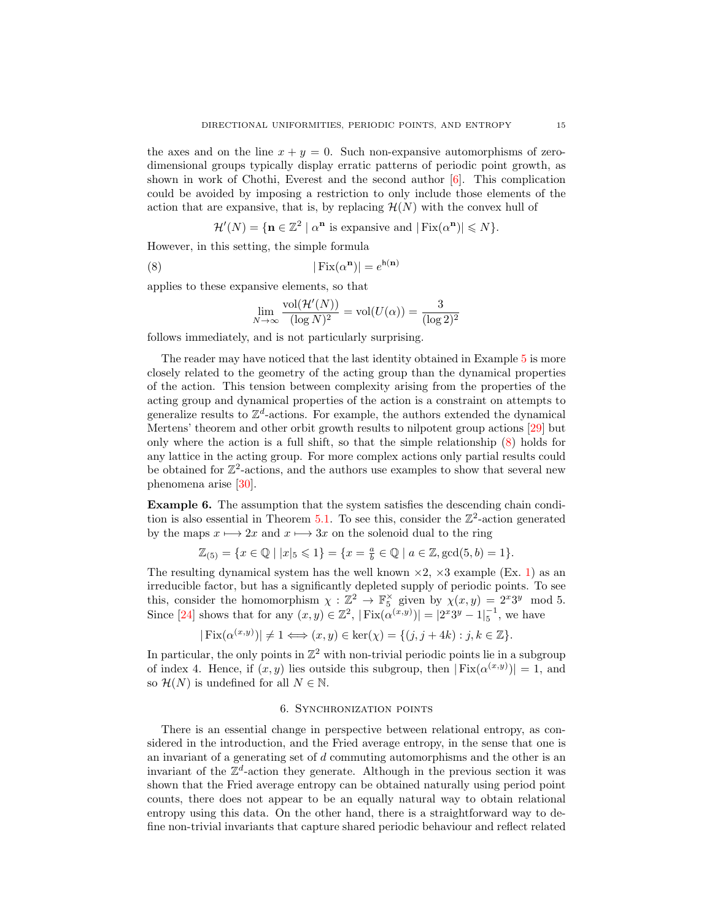the axes and on the line $x + y = 0$. Such non-expansive automorphisms of zero-dimensional groups typically display erratic patterns of periodic point growth, as shown in work of Chothi, Everest and the second author [6]. This complication could be avoided by imposing a restriction to only include those elements of the action that are expansive, that is, by replacing $\mathcal{H}(N)$ with the convex hull of

$$\mathcal{H}'(N) = \{\mathbf{n} \in \mathbb{Z}^2 \mid \alpha^{\mathbf{n}} \text{ is expansive and } |\operatorname{Fix}(\alpha^{\mathbf{n}})| \leqslant N\}.$$

However, in this setting, the simple formula

$$|\operatorname{Fix}(\alpha^{\mathbf{n}})| = e^{\mathsf{h}(\mathbf{n})} \tag{8}$$

applies to these expansive elements, so that

$$\lim_{N\to\infty} \frac{\operatorname{vol}(\mathcal{H}'(N))}{(\log N)^2} = \operatorname{vol}(U(\alpha)) = \frac{3}{(\log 2)^2}$$

follows immediately, and is not particularly surprising.

The reader may have noticed that the last identity obtained in Example 5 is more closely related to the geometry of the acting group than the dynamical properties of the action. This tension between complexity arising from the properties of the acting group and dynamical properties of the action is a constraint on attempts to generalize results to $\mathbb{Z}^d$-actions. For example, the authors extended the dynamical Mertens' theorem and other orbit growth results to nilpotent group actions [29] but only where the action is a full shift, so that the simple relationship (8) holds for any lattice in the acting group. For more complex actions only partial results could be obtained for $\mathbb{Z}^2$-actions, and the authors use examples to show that several new phenomena arise [30].

**Example 6.** The assumption that the system satisfies the descending chain condition is also essential in Theorem 5.1. To see this, consider the $\mathbb{Z}^2$-action generated by the maps $x \longmapsto 2x$ and $x \longmapsto 3x$ on the solenoid dual to the ring

$$\mathbb{Z}_{(5)} = \{x \in \mathbb{Q} \mid |x|_5 \leqslant 1\} = \{x = \tfrac{a}{b} \in \mathbb{Q} \mid a \in \mathbb{Z}, \gcd(5, b) = 1\}.$$

The resulting dynamical system has the well known $\times 2$, $\times 3$ example (Ex. 1) as an irreducible factor, but has a significantly depleted supply of periodic points. To see this, consider the homomorphism $\chi : \mathbb{Z}^2 \to \mathbb{F}_5^\times$ given by $\chi(x, y) = 2^x 3^y \mod 5$. Since [24] shows that for any $(x, y) \in \mathbb{Z}^2$, $|\operatorname{Fix}(\alpha^{(x,y)})| = |2^x 3^y - 1|_5^{-1}$, we have

$$|\operatorname{Fix}(\alpha^{(x,y)})| \neq 1 \iff (x, y) \in \ker(\chi) = \{(j, j + 4k) : j, k \in \mathbb{Z}\}.$$

In particular, the only points in $\mathbb{Z}^2$ with non-trivial periodic points lie in a subgroup of index 4. Hence, if $(x, y)$ lies outside this subgroup, then $|\operatorname{Fix}(\alpha^{(x,y)})| = 1$, and so $\mathcal{H}(N)$ is undefined for all $N \in \mathbb{N}$.

## 6. Synchronization points

There is an essential change in perspective between relational entropy, as considered in the introduction, and the Fried average entropy, in the sense that one is an invariant of a generating set of $d$ commuting automorphisms and the other is an invariant of the $\mathbb{Z}^d$-action they generate. Although in the previous section it was shown that the Fried average entropy can be obtained naturally using period point counts, there does not appear to be an equally natural way to obtain relational entropy using this data. On the other hand, there is a straightforward way to define non-trivial invariants that capture shared periodic behaviour and reflect related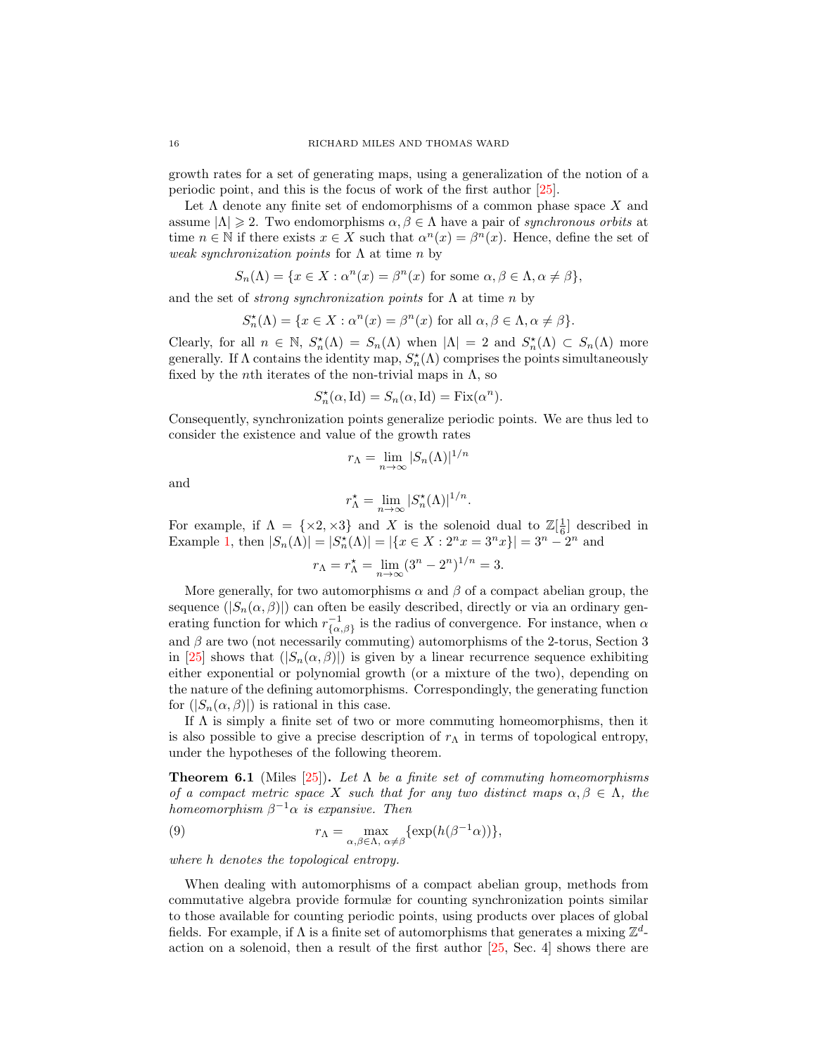growth rates for a set of generating maps, using a generalization of the notion of a periodic point, and this is the focus of work of the first author [25].

Let $\Lambda$ denote any finite set of endomorphisms of a common phase space $X$ and assume $|\Lambda| \geqslant 2$. Two endomorphisms $\alpha, \beta \in \Lambda$ have a pair of *synchronous orbits* at time $n \in \mathbb{N}$ if there exists $x \in X$ such that $\alpha^n(x) = \beta^n(x)$. Hence, define the set of *weak synchronization points* for $\Lambda$ at time $n$ by

$$S_n(\Lambda) = \{x \in X : \alpha^n(x) = \beta^n(x) \text{ for some } \alpha, \beta \in \Lambda, \alpha \neq \beta\},$$

and the set of *strong synchronization points* for $\Lambda$ at time $n$ by

$$S_n^\star(\Lambda) = \{x \in X : \alpha^n(x) = \beta^n(x) \text{ for all } \alpha, \beta \in \Lambda, \alpha \neq \beta\}.$$

Clearly, for all $n \in \mathbb{N}$, $S_n^\star(\Lambda) = S_n(\Lambda)$ when $|\Lambda| = 2$ and $S_n^\star(\Lambda) \subset S_n(\Lambda)$ more generally. If $\Lambda$ contains the identity map, $S_n^\star(\Lambda)$ comprises the points simultaneously fixed by the $n$th iterates of the non-trivial maps in $\Lambda$, so

$$S_n^\star(\alpha, \mathrm{Id}) = S_n(\alpha, \mathrm{Id}) = \mathrm{Fix}(\alpha^n).$$

Consequently, synchronization points generalize periodic points. We are thus led to consider the existence and value of the growth rates

$$r_\Lambda = \lim_{n\to\infty} |S_n(\Lambda)|^{1/n}$$

and

$$r_\Lambda^\star = \lim_{n\to\infty} |S_n^\star(\Lambda)|^{1/n}.$$

For example, if $\Lambda = \{\times 2, \times 3\}$ and $X$ is the solenoid dual to $\mathbb{Z}[\frac{1}{6}]$ described in Example 1, then $|S_n(\Lambda)| = |S_n^\star(\Lambda)| = |\{x \in X : 2^n x = 3^n x\}| = 3^n - 2^n$ and

$$r_\Lambda = r_\Lambda^\star = \lim_{n\to\infty} (3^n - 2^n)^{1/n} = 3.$$

More generally, for two automorphisms $\alpha$ and $\beta$ of a compact abelian group, the sequence $(|S_n(\alpha, \beta)|)$ can often be easily described, directly or via an ordinary generating function for which $r_{\{\alpha,\beta\}}^{-1}$ is the radius of convergence. For instance, when $\alpha$ and $\beta$ are two (not necessarily commuting) automorphisms of the 2-torus, Section 3 in [25] shows that $(|S_n(\alpha, \beta)|)$ is given by a linear recurrence sequence exhibiting either exponential or polynomial growth (or a mixture of the two), depending on the nature of the defining automorphisms. Correspondingly, the generating function for $(|S_n(\alpha, \beta)|)$ is rational in this case.

If $\Lambda$ is simply a finite set of two or more commuting homeomorphisms, then it is also possible to give a precise description of $r_\Lambda$ in terms of topological entropy, under the hypotheses of the following theorem.

**Theorem 6.1** (Miles [25])**.** *Let $\Lambda$ be a finite set of commuting homeomorphisms of a compact metric space $X$ such that for any two distinct maps $\alpha, \beta \in \Lambda$, the homeomorphism $\beta^{-1}\alpha$ is expansive. Then*

$$r_\Lambda = \max_{\alpha,\beta\in\Lambda,\ \alpha\neq\beta} \{\exp(h(\beta^{-1}\alpha))\}, \tag{9}$$

*where $h$ denotes the topological entropy.*

When dealing with automorphisms of a compact abelian group, methods from commutative algebra provide formulæ for counting synchronization points similar to those available for counting periodic points, using products over places of global fields. For example, if $\Lambda$ is a finite set of automorphisms that generates a mixing $\mathbb{Z}^d$-action on a solenoid, then a result of the first author [25, Sec. 4] shows there are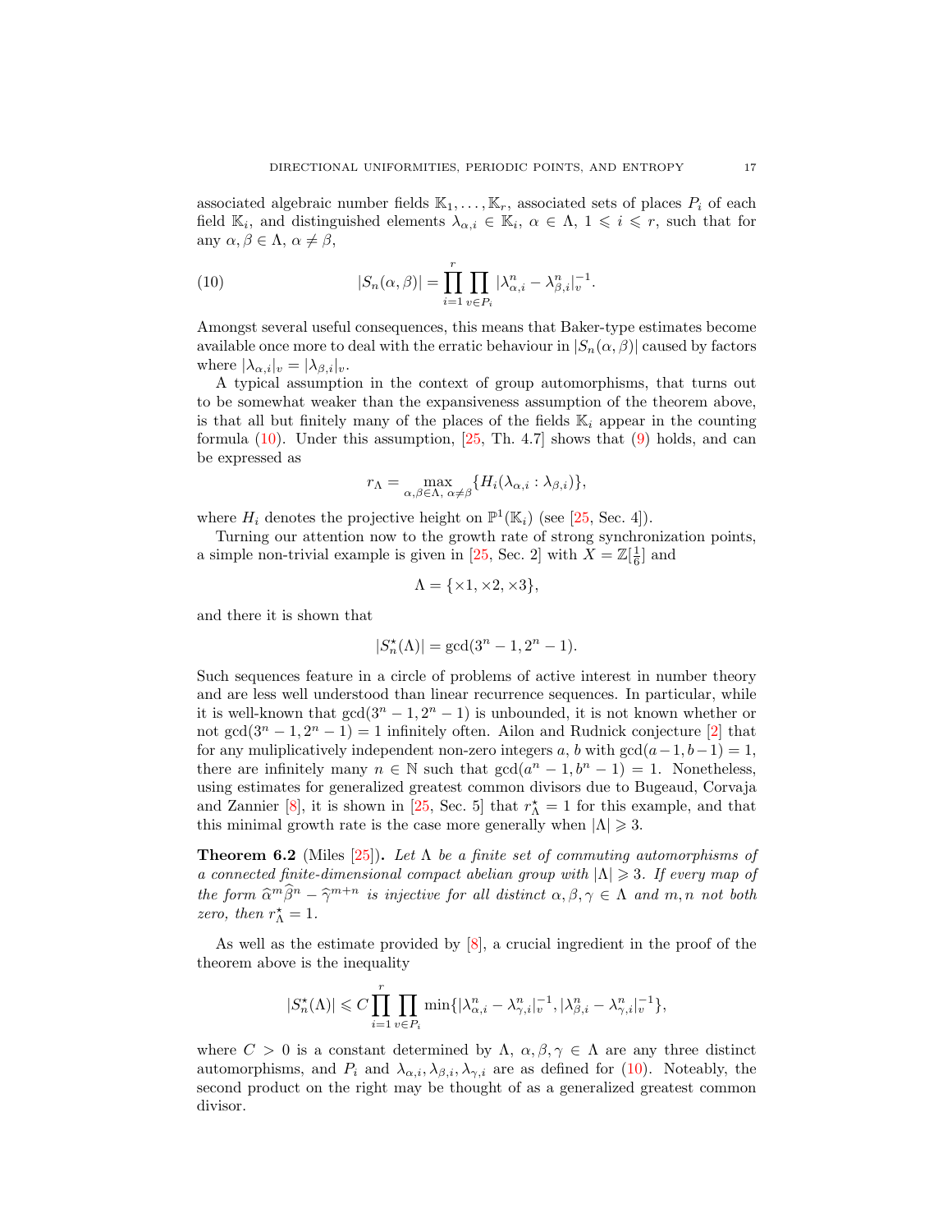associated algebraic number fields $\mathbb{K}_1, \dots, \mathbb{K}_r$, associated sets of places $P_i$ of each field $\mathbb{K}_i$, and distinguished elements $\lambda_{\alpha,i} \in \mathbb{K}_i$, $\alpha \in \Lambda$, $1 \leqslant i \leqslant r$, such that for any $\alpha, \beta \in \Lambda$, $\alpha \neq \beta$,

$$|S_n(\alpha,\beta)| = \prod_{i=1}^{r} \prod_{v \in P_i} |\lambda_{\alpha,i}^n - \lambda_{\beta,i}^n|_v^{-1}. \tag{10}$$

Amongst several useful consequences, this means that Baker-type estimates become available once more to deal with the erratic behaviour in $|S_n(\alpha,\beta)|$ caused by factors where $|\lambda_{\alpha,i}|_v = |\lambda_{\beta,i}|_v$.

A typical assumption in the context of group automorphisms, that turns out to be somewhat weaker than the expansiveness assumption of the theorem above, is that all but finitely many of the places of the fields $\mathbb{K}_i$ appear in the counting formula (10). Under this assumption, [25, Th. 4.7] shows that (9) holds, and can be expressed as

$$r_\Lambda = \max_{\alpha,\beta\in\Lambda,\ \alpha\neq\beta}\{H_i(\lambda_{\alpha,i} : \lambda_{\beta,i})\},$$

where $H_i$ denotes the projective height on $\mathbb{P}^1(\mathbb{K}_i)$ (see [25, Sec. 4]).

Turning our attention now to the growth rate of strong synchronization points, a simple non-trivial example is given in [25, Sec. 2] with $X = \mathbb{Z}[\frac{1}{6}]$ and

$$\Lambda = \{\times 1, \times 2, \times 3\},$$

and there it is shown that

$$|S_n^\star(\Lambda)| = \gcd(3^n - 1, 2^n - 1).$$

Such sequences feature in a circle of problems of active interest in number theory and are less well understood than linear recurrence sequences. In particular, while it is well-known that $\gcd(3^n - 1, 2^n - 1)$ is unbounded, it is not known whether or not $\gcd(3^n - 1, 2^n - 1) = 1$ infinitely often. Ailon and Rudnick conjecture [2] that for any muliplicatively independent non-zero integers $a, b$ with $\gcd(a-1, b-1) = 1$, there are infinitely many $n \in \mathbb{N}$ such that $\gcd(a^n - 1, b^n - 1) = 1$. Nonetheless, using estimates for generalized greatest common divisors due to Bugeaud, Corvaja and Zannier [8], it is shown in [25, Sec. 5] that $r_\Lambda^\star = 1$ for this example, and that this minimal growth rate is the case more generally when $|\Lambda| \geqslant 3$.

**Theorem 6.2** (Miles [25])**.** *Let $\Lambda$ be a finite set of commuting automorphisms of a connected finite-dimensional compact abelian group with $|\Lambda| \geqslant 3$. If every map of the form $\widehat{\alpha}^m \widehat{\beta}^n - \widehat{\gamma}^{m+n}$ is injective for all distinct $\alpha, \beta, \gamma \in \Lambda$ and $m, n$ not both zero, then $r_\Lambda^\star = 1$.*

As well as the estimate provided by [8], a crucial ingredient in the proof of the theorem above is the inequality

$$|S_n^\star(\Lambda)| \leqslant C \prod_{i=1}^{r} \prod_{v\in P_i} \min\{|\lambda_{\alpha,i}^n - \lambda_{\gamma,i}^n|_v^{-1}, |\lambda_{\beta,i}^n - \lambda_{\gamma,i}^n|_v^{-1}\},$$

where $C > 0$ is a constant determined by $\Lambda$, $\alpha, \beta, \gamma \in \Lambda$ are any three distinct automorphisms, and $P_i$ and $\lambda_{\alpha,i}, \lambda_{\beta,i}, \lambda_{\gamma,i}$ are as defined for (10). Noteably, the second product on the right may be thought of as a generalized greatest common divisor.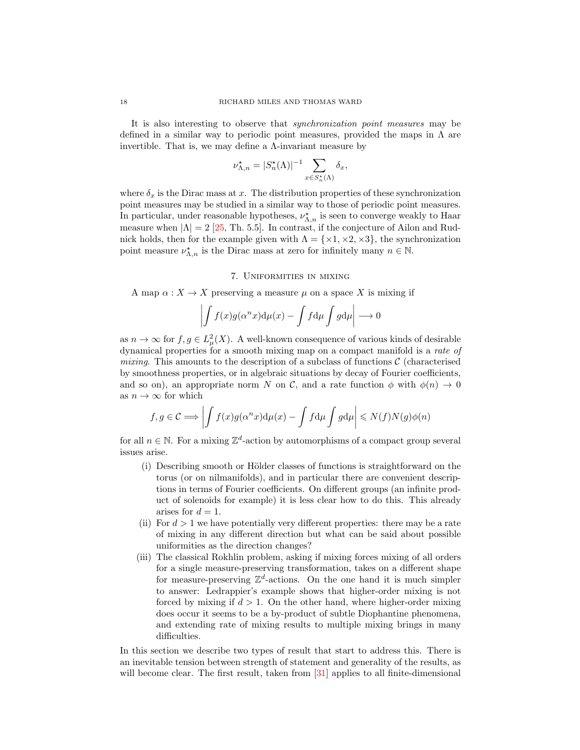It is also interesting to observe that *synchronization point measures* may be defined in a similar way to periodic point measures, provided the maps in $\Lambda$ are invertible. That is, we may define a $\Lambda$-invariant measure by

$$\nu^{\star}_{\Lambda,n} = |S^{\star}_n(\Lambda)|^{-1} \sum_{x \in S^{\star}_n(\Lambda)} \delta_x,$$

where $\delta_x$ is the Dirac mass at $x$. The distribution properties of these synchronization point measures may be studied in a similar way to those of periodic point measures. In particular, under reasonable hypotheses, $\nu^{\star}_{\Lambda,n}$ is seen to converge weakly to Haar measure when $|\Lambda| = 2$ [25, Th. 5.5]. In contrast, if the conjecture of Ailon and Rudnick holds, then for the example given with $\Lambda = \{\times 1, \times 2, \times 3\}$, the synchronization point measure $\nu^{\star}_{\Lambda,n}$ is the Dirac mass at zero for infinitely many $n \in \mathbb{N}$.

## 7. Uniformities in mixing

A map $\alpha : X \to X$ preserving a measure $\mu$ on a space $X$ is mixing if

$$\left| \int f(x) g(\alpha^n x) \mathrm{d}\mu(x) - \int f \mathrm{d}\mu \int g \mathrm{d}\mu \right| \longrightarrow 0$$

as $n \to \infty$ for $f, g \in L^2_\mu(X)$. A well-known consequence of various kinds of desirable dynamical properties for a smooth mixing map on a compact manifold is a *rate of mixing*. This amounts to the description of a subclass of functions $\mathcal{C}$ (characterised by smoothness properties, or in algebraic situations by decay of Fourier coefficients, and so on), an appropriate norm $N$ on $\mathcal{C}$, and a rate function $\phi$ with $\phi(n) \to 0$ as $n \to \infty$ for which

$$f, g \in \mathcal{C} \Longrightarrow \left| \int f(x) g(\alpha^n x) \mathrm{d}\mu(x) - \int f \mathrm{d}\mu \int g \mathrm{d}\mu \right| \leqslant N(f) N(g) \phi(n)$$

for all $n \in \mathbb{N}$. For a mixing $\mathbb{Z}^d$-action by automorphisms of a compact group several issues arise.

(i) Describing smooth or Hölder classes of functions is straightforward on the torus (or on nilmanifolds), and in particular there are convenient descriptions in terms of Fourier coefficients. On different groups (an infinite product of solenoids for example) it is less clear how to do this. This already arises for $d = 1$.

(ii) For $d > 1$ we have potentially very different properties: there may be a rate of mixing in any different direction but what can be said about possible uniformities as the direction changes?

(iii) The classical Rokhlin problem, asking if mixing forces mixing of all orders for a single measure-preserving transformation, takes on a different shape for measure-preserving $\mathbb{Z}^d$-actions. On the one hand it is much simpler to answer: Ledrappier's example shows that higher-order mixing is not forced by mixing if $d > 1$. On the other hand, where higher-order mixing does occur it seems to be a by-product of subtle Diophantine phenomena, and extending rate of mixing results to multiple mixing brings in many difficulties.

In this section we describe two types of result that start to address this. There is an inevitable tension between strength of statement and generality of the results, as will become clear. The first result, taken from [31] applies to all finite-dimensional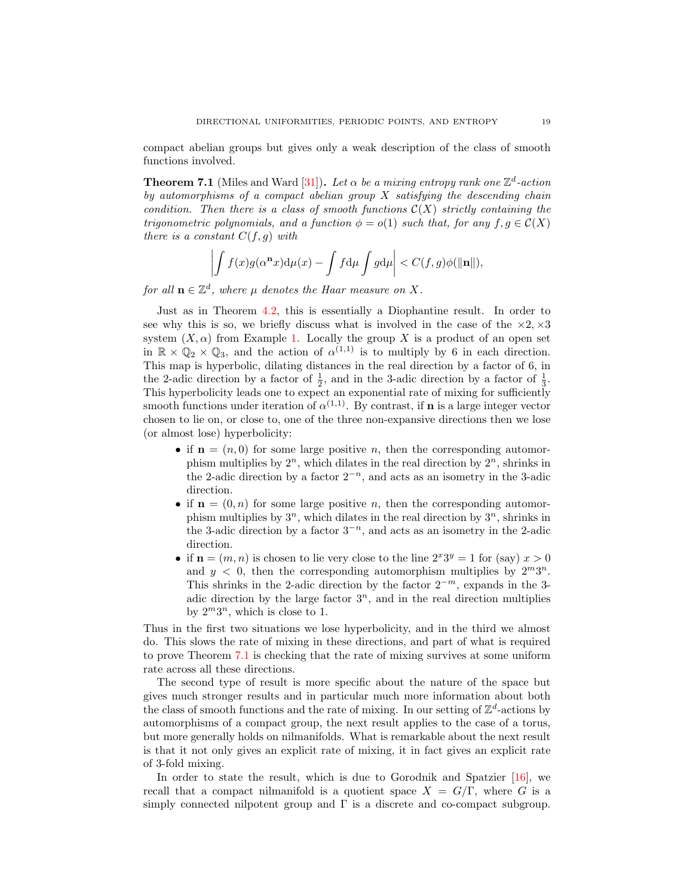compact abelian groups but gives only a weak description of the class of smooth functions involved.

**Theorem 7.1** (Miles and Ward [31]). *Let $\alpha$ be a mixing entropy rank one $\mathbb{Z}^d$-action by automorphisms of a compact abelian group $X$ satisfying the descending chain condition. Then there is a class of smooth functions $\mathcal{C}(X)$ strictly containing the trigonometric polynomials, and a function $\phi = o(1)$ such that, for any $f, g \in \mathcal{C}(X)$ there is a constant $C(f, g)$ with*

$$\left| \int f(x) g(\alpha^{\mathbf{n}} x) \mathrm{d}\mu(x) - \int f \mathrm{d}\mu \int g \mathrm{d}\mu \right| < C(f, g) \phi(\|\mathbf{n}\|),$$

*for all $\mathbf{n} \in \mathbb{Z}^d$, where $\mu$ denotes the Haar measure on $X$.*

Just as in Theorem 4.2, this is essentially a Diophantine result. In order to see why this is so, we briefly discuss what is involved in the case of the $\times 2, \times 3$ system $(X, \alpha)$ from Example 1. Locally the group $X$ is a product of an open set in $\mathbb{R} \times \mathbb{Q}_2 \times \mathbb{Q}_3$, and the action of $\alpha^{(1,1)}$ is to multiply by 6 in each direction. This map is hyperbolic, dilating distances in the real direction by a factor of 6, in the 2-adic direction by a factor of $\frac{1}{2}$, and in the 3-adic direction by a factor of $\frac{1}{3}$. This hyperbolicity leads one to expect an exponential rate of mixing for sufficiently smooth functions under iteration of $\alpha^{(1,1)}$. By contrast, if $\mathbf{n}$ is a large integer vector chosen to lie on, or close to, one of the three non-expansive directions then we lose (or almost lose) hyperbolicity:

- if $\mathbf{n} = (n, 0)$ for some large positive $n$, then the corresponding automorphism multiplies by $2^n$, which dilates in the real direction by $2^n$, shrinks in the 2-adic direction by a factor $2^{-n}$, and acts as an isometry in the 3-adic direction.
- if $\mathbf{n} = (0, n)$ for some large positive $n$, then the corresponding automorphism multiplies by $3^n$, which dilates in the real direction by $3^n$, shrinks in the 3-adic direction by a factor $3^{-n}$, and acts as an isometry in the 2-adic direction.
- if $\mathbf{n} = (m, n)$ is chosen to lie very close to the line $2^x 3^y = 1$ for (say) $x > 0$ and $y < 0$, then the corresponding automorphism multiplies by $2^m 3^n$. This shrinks in the 2-adic direction by the factor $2^{-m}$, expands in the 3-adic direction by the large factor $3^n$, and in the real direction multiplies by $2^m 3^n$, which is close to 1.

Thus in the first two situations we lose hyperbolicity, and in the third we almost do. This slows the rate of mixing in these directions, and part of what is required to prove Theorem 7.1 is checking that the rate of mixing survives at some uniform rate across all these directions.

The second type of result is more specific about the nature of the space but gives much stronger results and in particular much more information about both the class of smooth functions and the rate of mixing. In our setting of $\mathbb{Z}^d$-actions by automorphisms of a compact group, the next result applies to the case of a torus, but more generally holds on nilmanifolds. What is remarkable about the next result is that it not only gives an explicit rate of mixing, it in fact gives an explicit rate of 3-fold mixing.

In order to state the result, which is due to Gorodnik and Spatzier [16], we recall that a compact nilmanifold is a quotient space $X = G/\Gamma$, where $G$ is a simply connected nilpotent group and $\Gamma$ is a discrete and co-compact subgroup.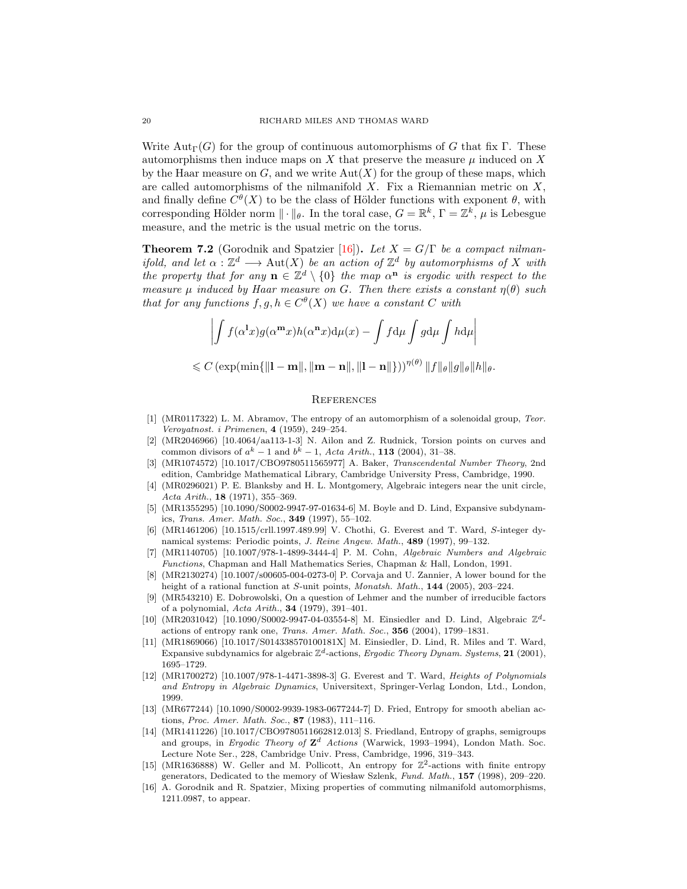Write $\mathrm{Aut}_\Gamma(G)$ for the group of continuous automorphisms of $G$ that fix $\Gamma$. These automorphisms then induce maps on $X$ that preserve the measure $\mu$ induced on $X$ by the Haar measure on $G$, and we write $\mathrm{Aut}(X)$ for the group of these maps, which are called automorphisms of the nilmanifold $X$. Fix a Riemannian metric on $X$, and finally define $C^\theta(X)$ to be the class of Hölder functions with exponent $\theta$, with corresponding Hölder norm $\|\cdot\|_\theta$. In the toral case, $G = \mathbb{R}^k$, $\Gamma = \mathbb{Z}^k$, $\mu$ is Lebesgue measure, and the metric is the usual metric on the torus.

**Theorem 7.2** (Gorodnik and Spatzier [16]). *Let $X = G/\Gamma$ be a compact nilmanifold, and let $\alpha : \mathbb{Z}^d \longrightarrow \mathrm{Aut}(X)$ be an action of $\mathbb{Z}^d$ by automorphisms of $X$ with the property that for any $\mathbf{n} \in \mathbb{Z}^d \setminus \{0\}$ the map $\alpha^{\mathbf{n}}$ is ergodic with respect to the measure $\mu$ induced by Haar measure on $G$. Then there exists a constant $\eta(\theta)$ such that for any functions $f, g, h \in C^\theta(X)$ we have a constant $C$ with*

$$\left| \int f(\alpha^{\mathbf{l}}x)g(\alpha^{\mathbf{m}}x)h(\alpha^{\mathbf{n}}x)\mathrm{d}\mu(x) - \int f\mathrm{d}\mu \int g\mathrm{d}\mu \int h\mathrm{d}\mu \right|$$

$$\leqslant C \left(\exp(\min\{\|\mathbf{l}-\mathbf{m}\|, \|\mathbf{m}-\mathbf{n}\|, \|\mathbf{l}-\mathbf{n}\|\})\right)^{\eta(\theta)} \|f\|_\theta \|g\|_\theta \|h\|_\theta.$$

## References

[1] (MR0117322) L. M. Abramov, The entropy of an automorphism of a solenoidal group, *Teor. Veroyatnost. i Primenen*, **4** (1959), 249–254.

[2] (MR2046966) [10.4064/aa113-1-3] N. Ailon and Z. Rudnick, Torsion points on curves and common divisors of $a^k - 1$ and $b^k - 1$, *Acta Arith.*, **113** (2004), 31–38.

[3] (MR1074572) [10.1017/CBO9780511565977] A. Baker, *Transcendental Number Theory*, 2nd edition, Cambridge Mathematical Library, Cambridge University Press, Cambridge, 1990.

[4] (MR0296021) P. E. Blanksby and H. L. Montgomery, Algebraic integers near the unit circle, *Acta Arith.*, **18** (1971), 355–369.

[5] (MR1355295) [10.1090/S0002-9947-97-01634-6] M. Boyle and D. Lind, Expansive subdynamics, *Trans. Amer. Math. Soc.*, **349** (1997), 55–102.

[6] (MR1461206) [10.1515/crll.1997.489.99] V. Chothi, G. Everest and T. Ward, $S$-integer dynamical systems: Periodic points, *J. Reine Angew. Math.*, **489** (1997), 99–132.

[7] (MR1140705) [10.1007/978-1-4899-3444-4] P. M. Cohn, *Algebraic Numbers and Algebraic Functions*, Chapman and Hall Mathematics Series, Chapman & Hall, London, 1991.

[8] (MR2130274) [10.1007/s00605-004-0273-0] P. Corvaja and U. Zannier, A lower bound for the height of a rational function at $S$-unit points, *Monatsh. Math.*, **144** (2005), 203–224.

[9] (MR543210) E. Dobrowolski, On a question of Lehmer and the number of irreducible factors of a polynomial, *Acta Arith.*, **34** (1979), 391–401.

[10] (MR2031042) [10.1090/S0002-9947-04-03554-8] M. Einsiedler and D. Lind, Algebraic $\mathbb{Z}^d$-actions of entropy rank one, *Trans. Amer. Math. Soc.*, **356** (2004), 1799–1831.

[11] (MR1869066) [10.1017/S014338570100181X] M. Einsiedler, D. Lind, R. Miles and T. Ward, Expansive subdynamics for algebraic $\mathbb{Z}^d$-actions, *Ergodic Theory Dynam. Systems*, **21** (2001), 1695–1729.

[12] (MR1700272) [10.1007/978-1-4471-3898-3] G. Everest and T. Ward, *Heights of Polynomials and Entropy in Algebraic Dynamics*, Universitext, Springer-Verlag London, Ltd., London, 1999.

[13] (MR677244) [10.1090/S0002-9939-1983-0677244-7] D. Fried, Entropy for smooth abelian actions, *Proc. Amer. Math. Soc.*, **87** (1983), 111–116.

[14] (MR1411226) [10.1017/CBO9780511662812.013] S. Friedland, Entropy of graphs, semigroups and groups, in *Ergodic Theory of* $\mathbf{Z}^d$ *Actions* (Warwick, 1993–1994), London Math. Soc. Lecture Note Ser., 228, Cambridge Univ. Press, Cambridge, 1996, 319–343.

[15] (MR1636888) W. Geller and M. Pollicott, An entropy for $\mathbb{Z}^2$-actions with finite entropy generators, Dedicated to the memory of Wiesław Szlenk, *Fund. Math.*, **157** (1998), 209–220.

[16] A. Gorodnik and R. Spatzier, Mixing properties of commuting nilmanifold automorphisms, 1211.0987, to appear.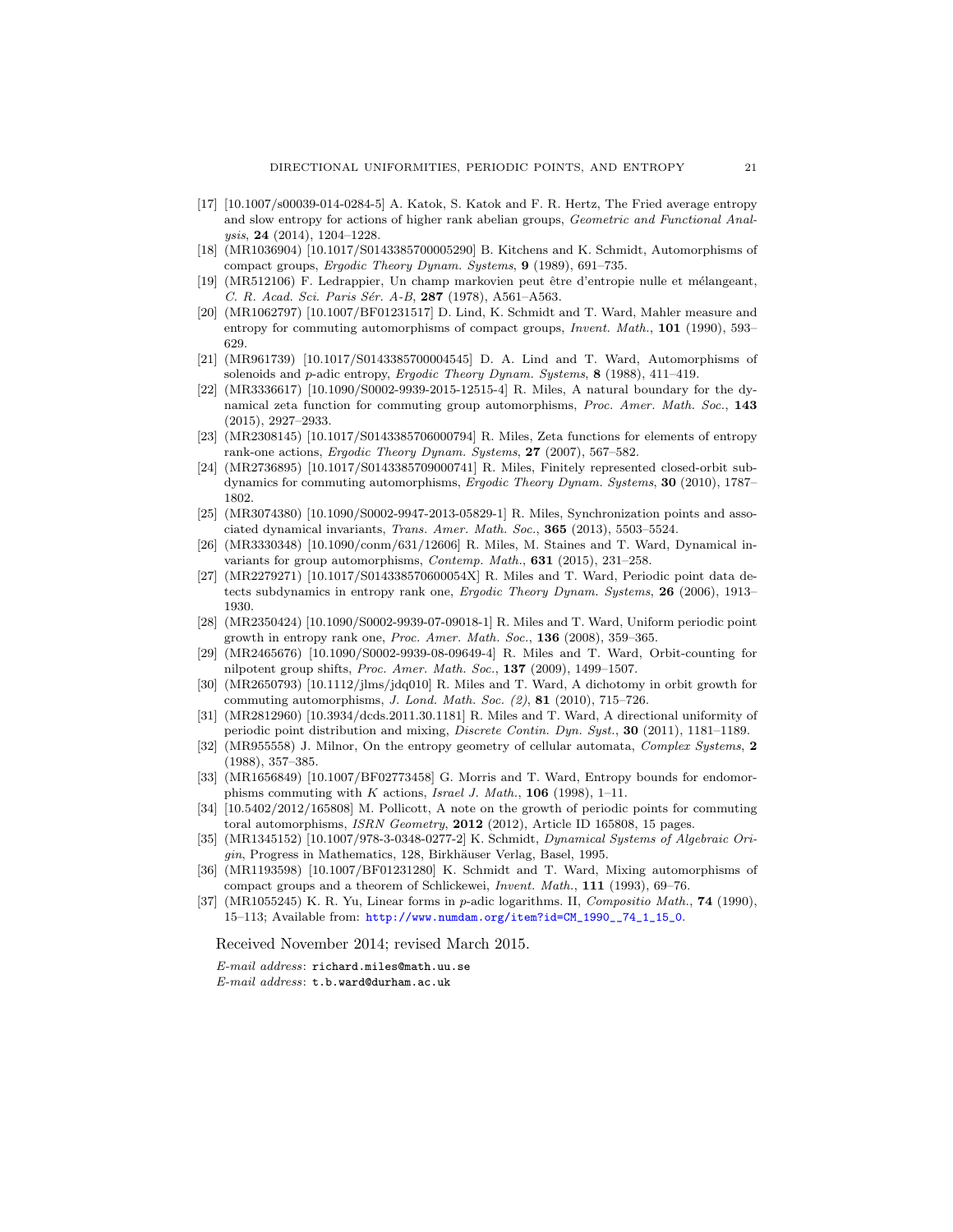[17] [10.1007/s00039-014-0284-5] A. Katok, S. Katok and F. R. Hertz, The Fried average entropy and slow entropy for actions of higher rank abelian groups, *Geometric and Functional Analysis*, **24** (2014), 1204–1228.

[18] (MR1036904) [10.1017/S0143385700005290] B. Kitchens and K. Schmidt, Automorphisms of compact groups, *Ergodic Theory Dynam. Systems*, **9** (1989), 691–735.

[19] (MR512106) F. Ledrappier, Un champ markovien peut être d'entropie nulle et mélangeant, *C. R. Acad. Sci. Paris Sér. A-B*, **287** (1978), A561–A563.

[20] (MR1062797) [10.1007/BF01231517] D. Lind, K. Schmidt and T. Ward, Mahler measure and entropy for commuting automorphisms of compact groups, *Invent. Math.*, **101** (1990), 593–629.

[21] (MR961739) [10.1017/S0143385700004545] D. A. Lind and T. Ward, Automorphisms of solenoids and $p$-adic entropy, *Ergodic Theory Dynam. Systems*, **8** (1988), 411–419.

[22] (MR3336617) [10.1090/S0002-9939-2015-12515-4] R. Miles, A natural boundary for the dynamical zeta function for commuting group automorphisms, *Proc. Amer. Math. Soc.*, **143** (2015), 2927–2933.

[23] (MR2308145) [10.1017/S0143385706000794] R. Miles, Zeta functions for elements of entropy rank-one actions, *Ergodic Theory Dynam. Systems*, **27** (2007), 567–582.

[24] (MR2736895) [10.1017/S0143385709000741] R. Miles, Finitely represented closed-orbit subdynamics for commuting automorphisms, *Ergodic Theory Dynam. Systems*, **30** (2010), 1787–1802.

[25] (MR3074380) [10.1090/S0002-9947-2013-05829-1] R. Miles, Synchronization points and associated dynamical invariants, *Trans. Amer. Math. Soc.*, **365** (2013), 5503–5524.

[26] (MR3330348) [10.1090/conm/631/12606] R. Miles, M. Staines and T. Ward, Dynamical invariants for group automorphisms, *Contemp. Math.*, **631** (2015), 231–258.

[27] (MR2279271) [10.1017/S014338570600054X] R. Miles and T. Ward, Periodic point data detects subdynamics in entropy rank one, *Ergodic Theory Dynam. Systems*, **26** (2006), 1913–1930.

[28] (MR2350424) [10.1090/S0002-9939-07-09018-1] R. Miles and T. Ward, Uniform periodic point growth in entropy rank one, *Proc. Amer. Math. Soc.*, **136** (2008), 359–365.

[29] (MR2465676) [10.1090/S0002-9939-08-09649-4] R. Miles and T. Ward, Orbit-counting for nilpotent group shifts, *Proc. Amer. Math. Soc.*, **137** (2009), 1499–1507.

[30] (MR2650793) [10.1112/jlms/jdq010] R. Miles and T. Ward, A dichotomy in orbit growth for commuting automorphisms, *J. Lond. Math. Soc. (2)*, **81** (2010), 715–726.

[31] (MR2812960) [10.3934/dcds.2011.30.1181] R. Miles and T. Ward, A directional uniformity of periodic point distribution and mixing, *Discrete Contin. Dyn. Syst.*, **30** (2011), 1181–1189.

[32] (MR955558) J. Milnor, On the entropy geometry of cellular automata, *Complex Systems*, **2** (1988), 357–385.

[33] (MR1656849) [10.1007/BF02773458] G. Morris and T. Ward, Entropy bounds for endomorphisms commuting with $K$ actions, *Israel J. Math.*, **106** (1998), 1–11.

[34] [10.5402/2012/165808] M. Pollicott, A note on the growth of periodic points for commuting toral automorphisms, *ISRN Geometry*, **2012** (2012), Article ID 165808, 15 pages.

[35] (MR1345152) [10.1007/978-3-0348-0277-2] K. Schmidt, *Dynamical Systems of Algebraic Origin*, Progress in Mathematics, 128, Birkhäuser Verlag, Basel, 1995.

[36] (MR1193598) [10.1007/BF01231280] K. Schmidt and T. Ward, Mixing automorphisms of compact groups and a theorem of Schlickewei, *Invent. Math.*, **111** (1993), 69–76.

[37] (MR1055245) K. R. Yu, Linear forms in $p$-adic logarithms. II, *Compositio Math.*, **74** (1990), 15–113; Available from: http://www.numdam.org/item?id=CM_1990__74_1_15_0.

Received November 2014; revised March 2015.

*E-mail address*: richard.miles@math.uu.se
*E-mail address*: t.b.ward@durham.ac.uk